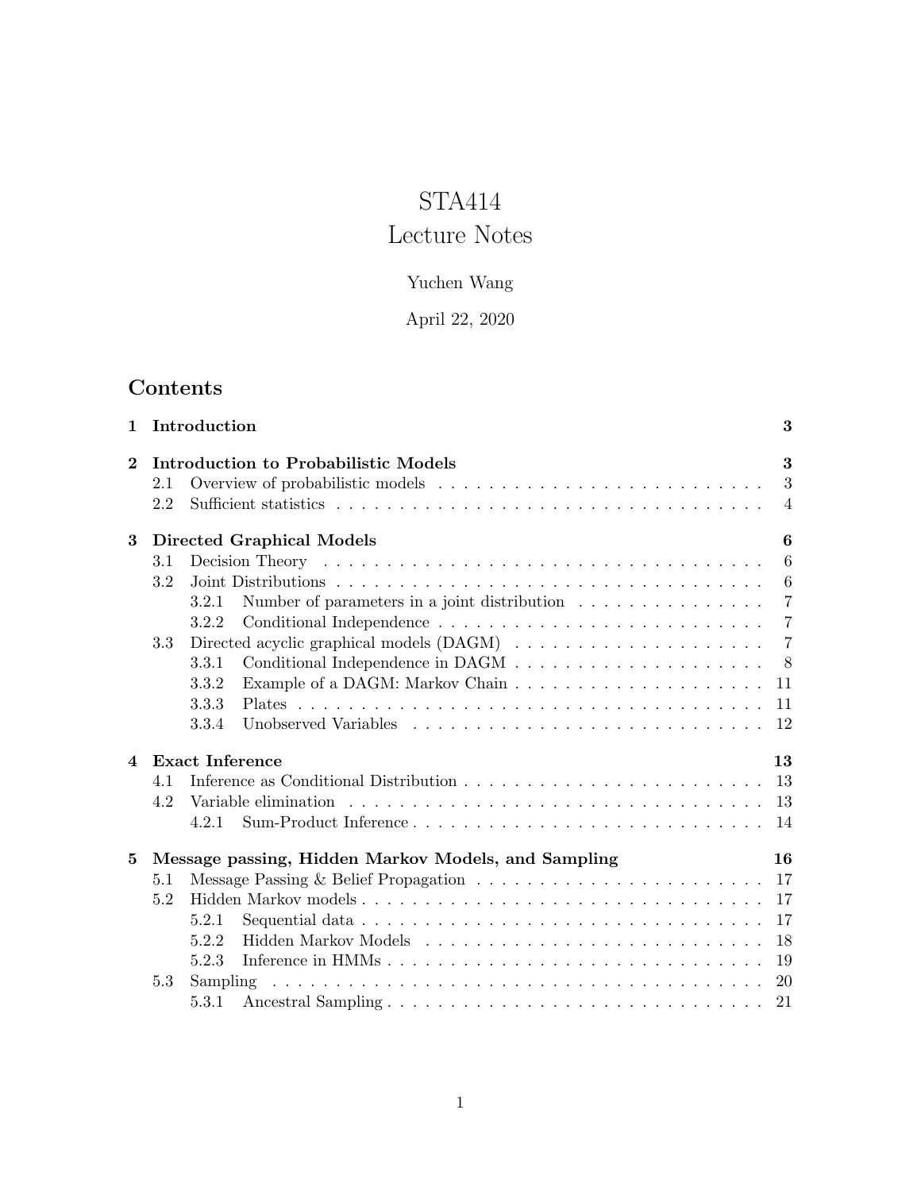# STA414
# Lecture Notes

Yuchen Wang

April 22, 2020

## Contents

- **1 Introduction** — **3**
- **2 Introduction to Probabilistic Models** — **3**
  - 2.1 Overview of probabilistic models — 3
  - 2.2 Sufficient statistics — 4
- **3 Directed Graphical Models** — **6**
  - 3.1 Decision Theory — 6
  - 3.2 Joint Distributions — 6
    - 3.2.1 Number of parameters in a joint distribution — 7
    - 3.2.2 Conditional Independence — 7
  - 3.3 Directed acyclic graphical models (DAGM) — 7
    - 3.3.1 Conditional Independence in DAGM — 8
    - 3.3.2 Example of a DAGM: Markov Chain — 11
    - 3.3.3 Plates — 11
    - 3.3.4 Unobserved Variables — 12
- **4 Exact Inference** — **13**
  - 4.1 Inference as Conditional Distribution — 13
  - 4.2 Variable elimination — 13
    - 4.2.1 Sum-Product Inference — 14
- **5 Message passing, Hidden Markov Models, and Sampling** — **16**
  - 5.1 Message Passing & Belief Propagation — 17
  - 5.2 Hidden Markov models — 17
    - 5.2.1 Sequential data — 17
    - 5.2.2 Hidden Markov Models — 18
    - 5.2.3 Inference in HMMs — 19
  - 5.3 Sampling — 20
    - 5.3.1 Ancestral Sampling — 21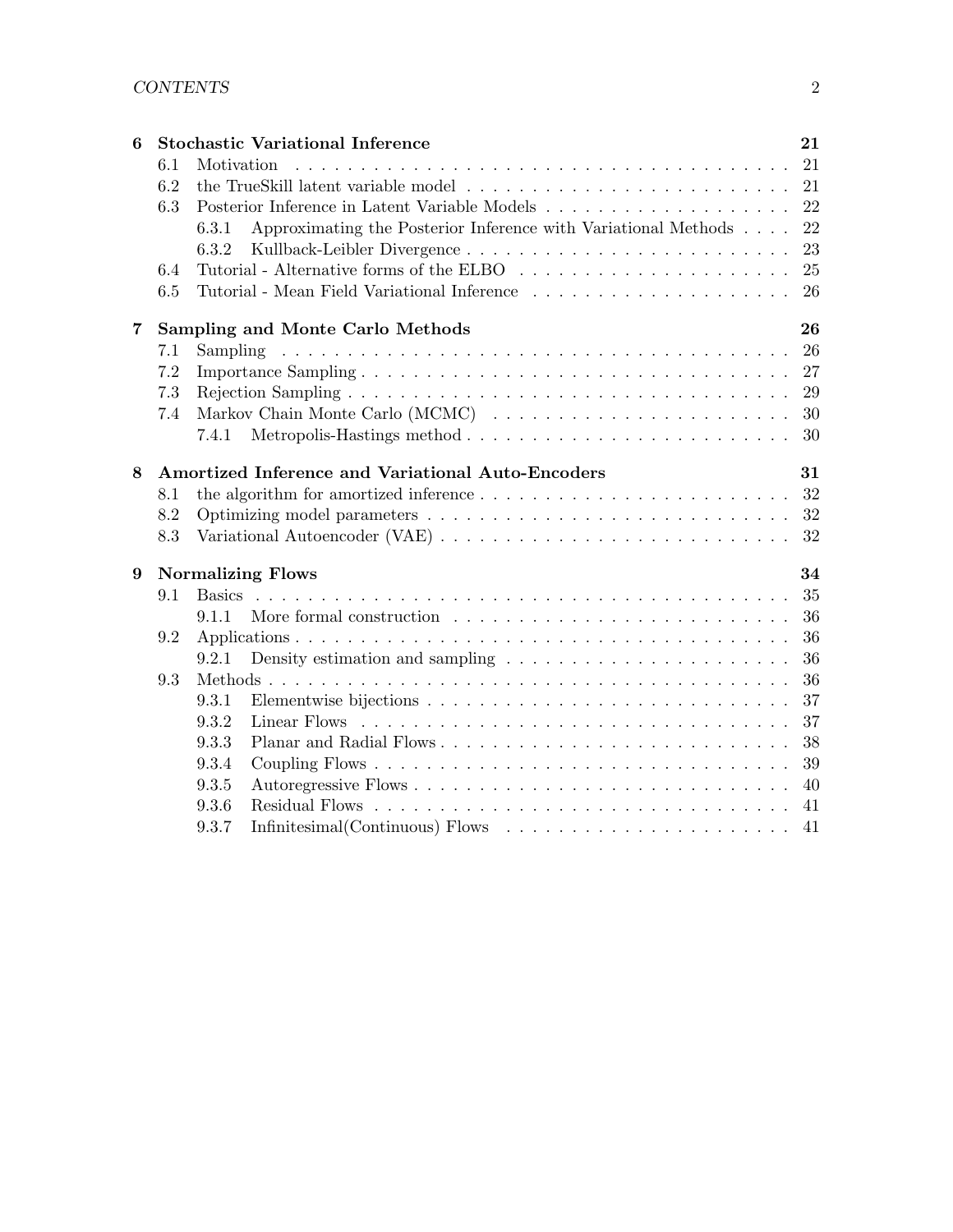**6 Stochastic Variational Inference** **21**

- 6.1 Motivation . . . 21
- 6.2 the TrueSkill latent variable model . . . 21
- 6.3 Posterior Inference in Latent Variable Models . . . 22
  - 6.3.1 Approximating the Posterior Inference with Variational Methods . . . 22
  - 6.3.2 Kullback-Leibler Divergence . . . 23
- 6.4 Tutorial - Alternative forms of the ELBO . . . 25
- 6.5 Tutorial - Mean Field Variational Inference . . . 26

**7 Sampling and Monte Carlo Methods** **26**

- 7.1 Sampling . . . 26
- 7.2 Importance Sampling . . . 27
- 7.3 Rejection Sampling . . . 29
- 7.4 Markov Chain Monte Carlo (MCMC) . . . 30
  - 7.4.1 Metropolis-Hastings method . . . 30

**8 Amortized Inference and Variational Auto-Encoders** **31**

- 8.1 the algorithm for amortized inference . . . 32
- 8.2 Optimizing model parameters . . . 32
- 8.3 Variational Autoencoder (VAE) . . . 32

**9 Normalizing Flows** **34**

- 9.1 Basics . . . 35
  - 9.1.1 More formal construction . . . 36
- 9.2 Applications . . . 36
  - 9.2.1 Density estimation and sampling . . . 36
- 9.3 Methods . . . 36
  - 9.3.1 Elementwise bijections . . . 37
  - 9.3.2 Linear Flows . . . 37
  - 9.3.3 Planar and Radial Flows . . . 38
  - 9.3.4 Coupling Flows . . . 39
  - 9.3.5 Autoregressive Flows . . . 40
  - 9.3.6 Residual Flows . . . 41
  - 9.3.7 Infinitesimal(Continuous) Flows . . . 41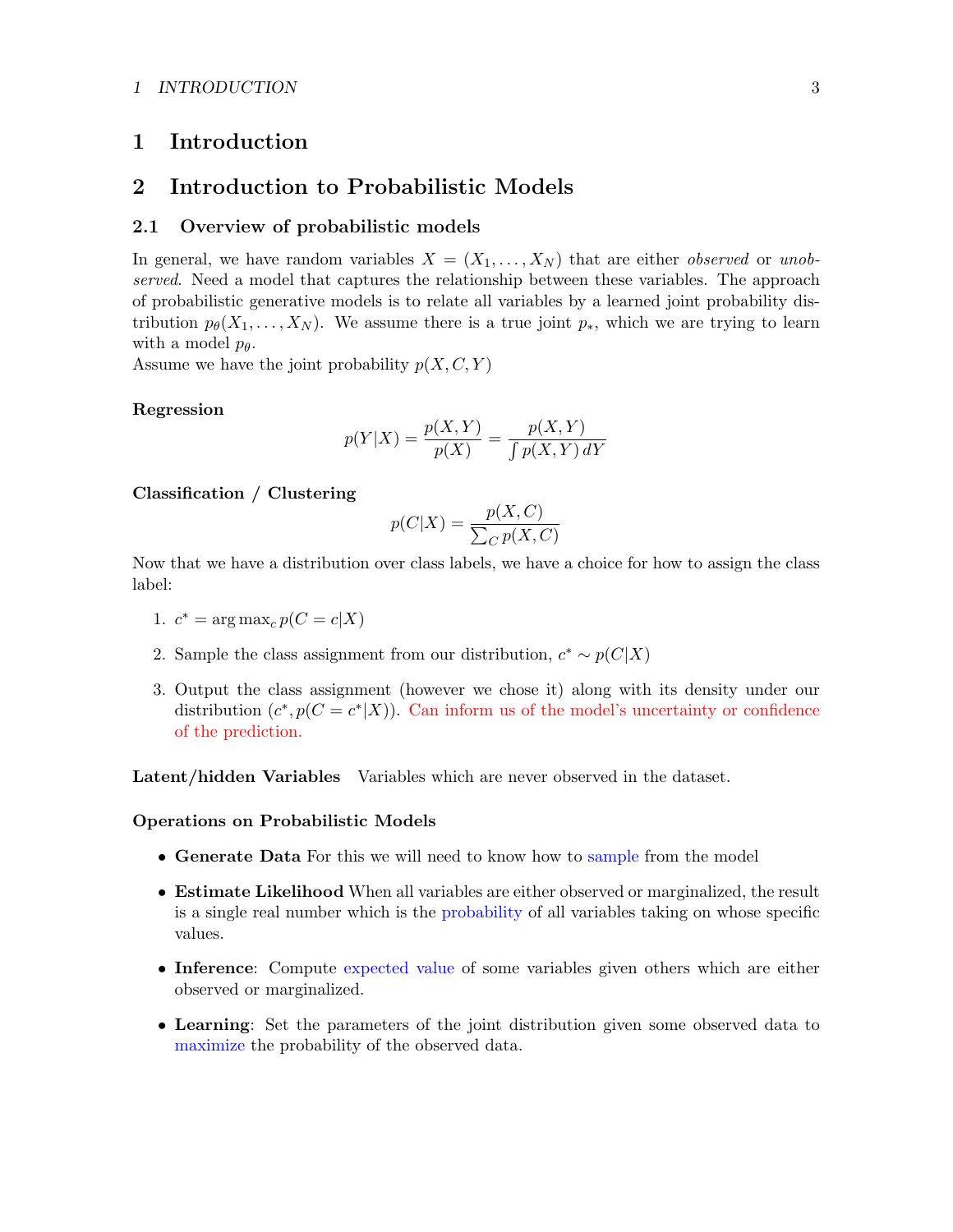# 1 Introduction

# 2 Introduction to Probabilistic Models

## 2.1 Overview of probabilistic models

In general, we have random variables $X = (X_1, \ldots, X_N)$ that are either *observed* or *unobserved*. Need a model that captures the relationship between these variables. The approach of probabilistic generative models is to relate all variables by a learned joint probability distribution $p_\theta(X_1, \ldots, X_N)$. We assume there is a true joint $p_*$, which we are trying to learn with a model $p_\theta$.
Assume we have the joint probability $p(X, C, Y)$

**Regression**

$$p(Y|X) = \frac{p(X,Y)}{p(X)} = \frac{p(X,Y)}{\int p(X,Y)\, dY}$$

**Classification / Clustering**

$$p(C|X) = \frac{p(X,C)}{\sum_C p(X,C)}$$

Now that we have a distribution over class labels, we have a choice for how to assign the class label:

1. $c^* = \arg\max_c p(C = c|X)$
2. Sample the class assignment from our distribution, $c^* \sim p(C|X)$
3. Output the class assignment (however we chose it) along with its density under our distribution $(c^*, p(C = c^*|X))$. Can inform us of the model's uncertainty or confidence of the prediction.

**Latent/hidden Variables** Variables which are never observed in the dataset.

**Operations on Probabilistic Models**

- **Generate Data** For this we will need to know how to sample from the model
- **Estimate Likelihood** When all variables are either observed or marginalized, the result is a single real number which is the probability of all variables taking on whose specific values.
- **Inference**: Compute expected value of some variables given others which are either observed or marginalized.
- **Learning**: Set the parameters of the joint distribution given some observed data to maximize the probability of the observed data.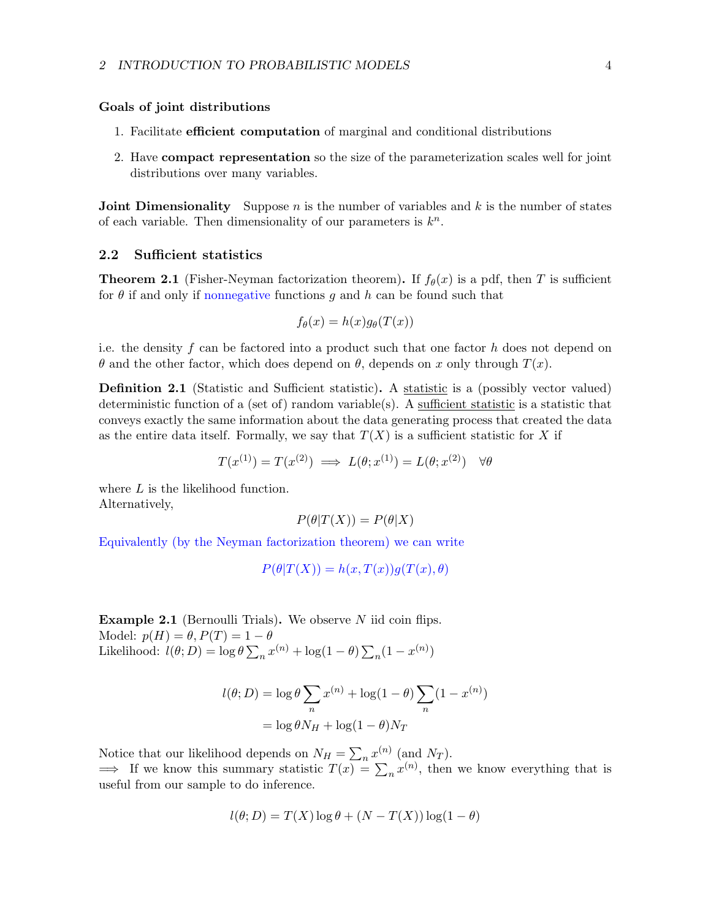**Goals of joint distributions**

1. Facilitate **efficient computation** of marginal and conditional distributions
2. Have **compact representation** so the size of the parameterization scales well for joint distributions over many variables.

**Joint Dimensionality** Suppose $n$ is the number of variables and $k$ is the number of states of each variable. Then dimensionality of our parameters is $k^n$.

### 2.2 Sufficient statistics

**Theorem 2.1** (Fisher-Neyman factorization theorem)**.** If $f_\theta(x)$ is a pdf, then $T$ is sufficient for $\theta$ if and only if nonnegative functions $g$ and $h$ can be found such that

$$f_\theta(x) = h(x) g_\theta(T(x))$$

i.e. the density $f$ can be factored into a product such that one factor $h$ does not depend on $\theta$ and the other factor, which does depend on $\theta$, depends on $x$ only through $T(x)$.

**Definition 2.1** (Statistic and Sufficient statistic)**.** A statistic is a (possibly vector valued) deterministic function of a (set of) random variable(s). A sufficient statistic is a statistic that conveys exactly the same information about the data generating process that created the data as the entire data itself. Formally, we say that $T(X)$ is a sufficient statistic for $X$ if

$$T(x^{(1)}) = T(x^{(2)}) \implies L(\theta; x^{(1)}) = L(\theta; x^{(2)}) \quad \forall \theta$$

where $L$ is the likelihood function.
Alternatively,

$$P(\theta | T(X)) = P(\theta | X)$$

Equivalently (by the Neyman factorization theorem) we can write

$$P(\theta | T(X)) = h(x, T(x)) g(T(x), \theta)$$

**Example 2.1** (Bernoulli Trials)**.** We observe $N$ iid coin flips.
Model: $p(H) = \theta, P(T) = 1 - \theta$
Likelihood: $l(\theta; D) = \log \theta \sum_n x^{(n)} + \log(1-\theta) \sum_n (1 - x^{(n)})$

$$\begin{aligned} l(\theta; D) &= \log \theta \sum_n x^{(n)} + \log(1-\theta) \sum_n (1 - x^{(n)}) \\ &= \log \theta N_H + \log(1-\theta) N_T \end{aligned}$$

Notice that our likelihood depends on $N_H = \sum_n x^{(n)}$ (and $N_T$).
$\implies$ If we know this summary statistic $T(x) = \sum_n x^{(n)}$, then we know everything that is useful from our sample to do inference.

$$l(\theta; D) = T(X) \log \theta + (N - T(X)) \log(1 - \theta)$$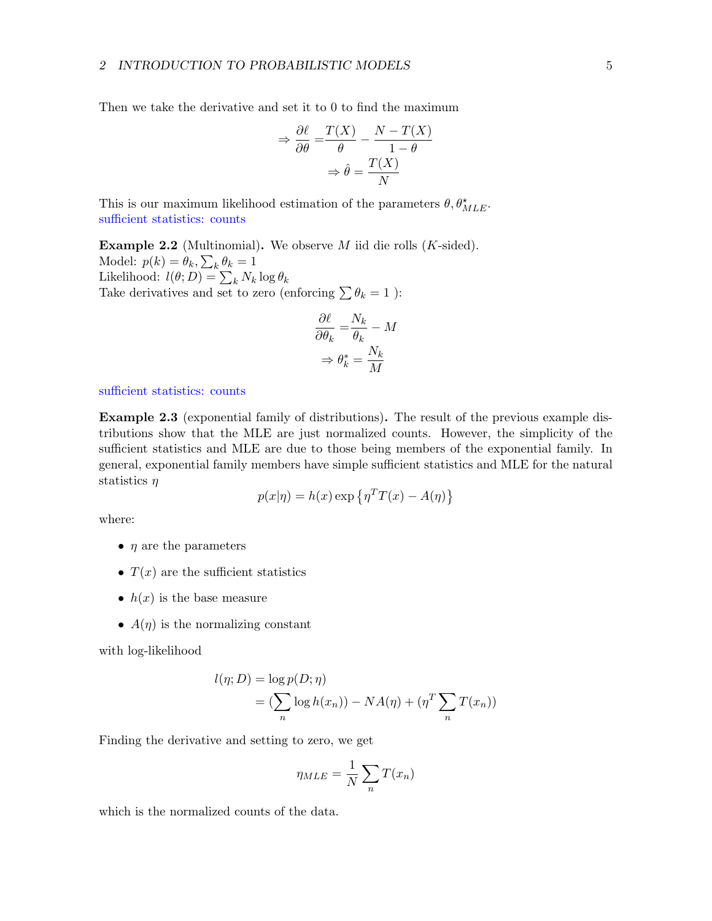Then we take the derivative and set it to 0 to find the maximum

$$
\begin{aligned}
\Rightarrow \frac{\partial \ell}{\partial \theta} =& \frac{T(X)}{\theta} - \frac{N - T(X)}{1-\theta} \\
\Rightarrow \hat{\theta} =& \frac{T(X)}{N}
\end{aligned}
$$

This is our maximum likelihood estimation of the parameters $\theta, \theta^{\star}_{MLE}$.
sufficient statistics: counts

**Example 2.2** (Multinomial)**.** We observe $M$ iid die rolls ($K$-sided).
Model: $p(k) = \theta_k, \sum_k \theta_k = 1$
Likelihood: $l(\theta; D) = \sum_k N_k \log \theta_k$
Take derivatives and set to zero (enforcing $\sum \theta_k = 1$ ):

$$
\begin{aligned}
\frac{\partial \ell}{\partial \theta_k} =& \frac{N_k}{\theta_k} - M \\
\Rightarrow \theta^*_k =& \frac{N_k}{M}
\end{aligned}
$$

sufficient statistics: counts

**Example 2.3** (exponential family of distributions)**.** The result of the previous example distributions show that the MLE are just normalized counts. However, the simplicity of the sufficient statistics and MLE are due to those being members of the exponential family. In general, exponential family members have simple sufficient statistics and MLE for the natural statistics $\eta$

$$
p(x|\eta) = h(x) \exp\left\{\eta^T T(x) - A(\eta)\right\}
$$

where:

- $\eta$ are the parameters
- $T(x)$ are the sufficient statistics
- $h(x)$ is the base measure
- $A(\eta)$ is the normalizing constant

with log-likelihood

$$
\begin{aligned}
l(\eta; D) &= \log p(D; \eta) \\
&= (\sum_n \log h(x_n)) - NA(\eta) + (\eta^T \sum_n T(x_n))
\end{aligned}
$$

Finding the derivative and setting to zero, we get

$$
\eta_{MLE} = \frac{1}{N} \sum_n T(x_n)
$$

which is the normalized counts of the data.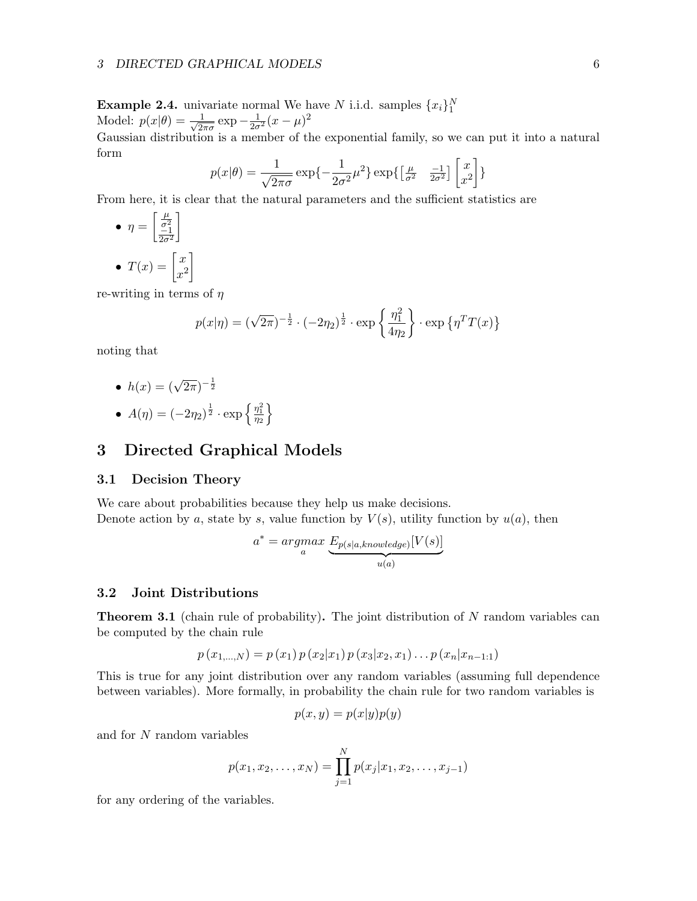**Example 2.4.** univariate normal We have $N$ i.i.d. samples $\{x_i\}_1^N$
Model: $p(x|\theta) = \frac{1}{\sqrt{2\pi\sigma}} \exp -\frac{1}{2\sigma^2}(x-\mu)^2$
Gaussian distribution is a member of the exponential family, so we can put it into a natural form

$$p(x|\theta) = \frac{1}{\sqrt{2\pi\sigma}} \exp\{-\frac{1}{2\sigma^2}\mu^2\} \exp\{\begin{bmatrix} \frac{\mu}{\sigma^2} & \frac{-1}{2\sigma^2} \end{bmatrix} \begin{bmatrix} x \\ x^2 \end{bmatrix}\}$$

From here, it is clear that the natural parameters and the sufficient statistics are

- $\eta = \begin{bmatrix} \frac{\mu}{\sigma^2} \\ \frac{-1}{2\sigma^2} \end{bmatrix}$
- $T(x) = \begin{bmatrix} x \\ x^2 \end{bmatrix}$

re-writing in terms of $\eta$

$$p(x|\eta) = (\sqrt{2\pi})^{-\frac{1}{2}} \cdot (-2\eta_2)^{\frac{1}{2}} \cdot \exp\left\{\frac{\eta_1^2}{4\eta_2}\right\} \cdot \exp\left\{\eta^T T(x)\right\}$$

noting that

- $h(x) = (\sqrt{2\pi})^{-\frac{1}{2}}$
- $A(\eta) = (-2\eta_2)^{\frac{1}{2}} \cdot \exp\left\{\frac{\eta_1^2}{\eta_2}\right\}$

# 3 Directed Graphical Models

## 3.1 Decision Theory

We care about probabilities because they help us make decisions.
Denote action by $a$, state by $s$, value function by $V(s)$, utility function by $u(a)$, then

$$a^* = \underset{a}{argmax} \underbrace{E_{p(s|a,knowledge)}[V(s)]}_{u(a)}$$

## 3.2 Joint Distributions

**Theorem 3.1** (chain rule of probability)**.** The joint distribution of $N$ random variables can be computed by the chain rule

$$p(x_{1,\ldots,N}) = p(x_1)\, p(x_2|x_1)\, p(x_3|x_2, x_1) \ldots p(x_n|x_{n-1:1})$$

This is true for any joint distribution over any random variables (assuming full dependence between variables). More formally, in probability the chain rule for two random variables is

$$p(x, y) = p(x|y)p(y)$$

and for $N$ random variables

$$p(x_1, x_2, \ldots, x_N) = \prod_{j=1}^{N} p(x_j|x_1, x_2, \ldots, x_{j-1})$$

for any ordering of the variables.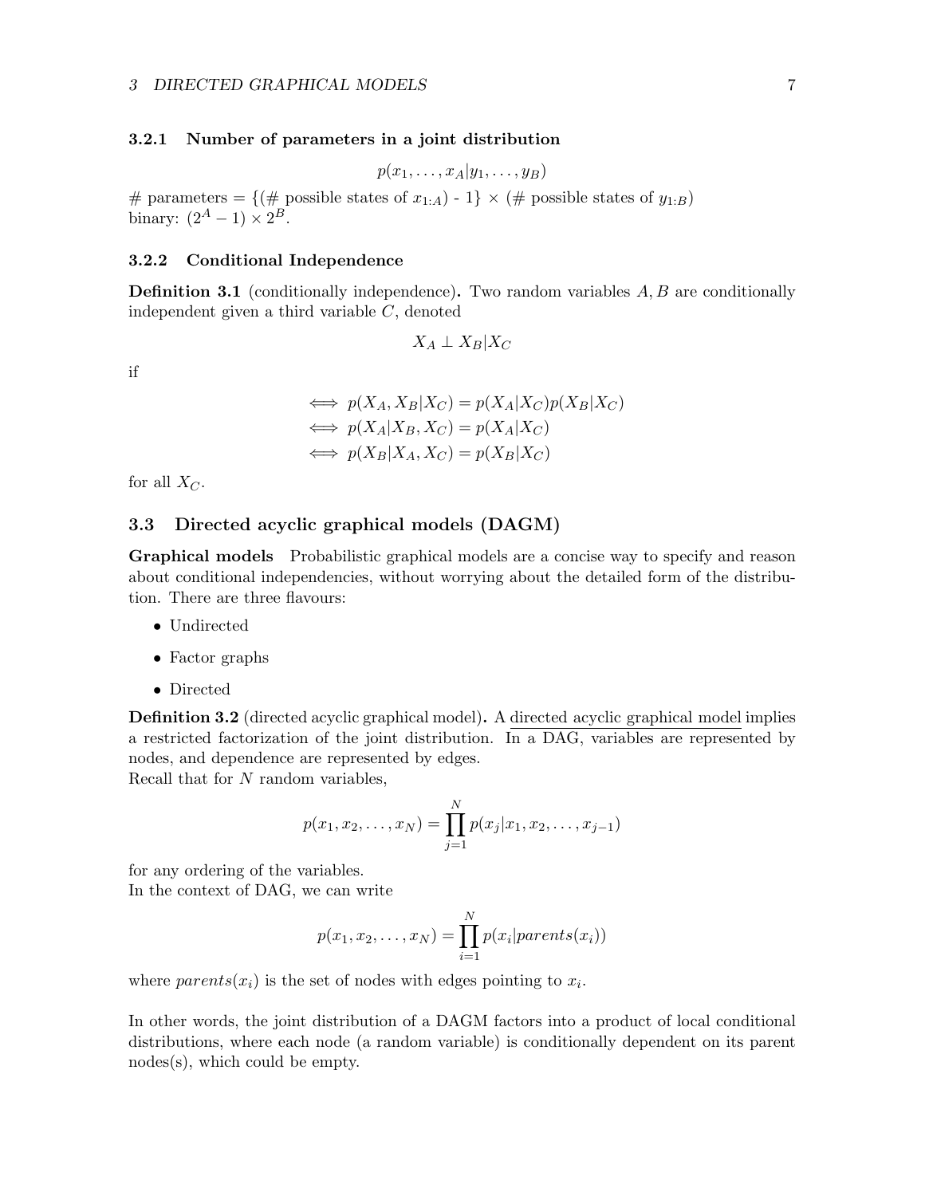### 3.2.1 Number of parameters in a joint distribution

$$p(x_1, \ldots, x_A | y_1, \ldots, y_B)$$

# parameters = {(# possible states of $x_{1:A}$) - 1} × (# possible states of $y_{1:B}$)
binary: $(2^A - 1) \times 2^B$.

### 3.2.2 Conditional Independence

**Definition 3.1** (conditionally independence)**.** Two random variables $A, B$ are conditionally independent given a third variable $C$, denoted

$$X_A \perp X_B | X_C$$

if

$$\begin{aligned}
&\iff p(X_A, X_B | X_C) = p(X_A | X_C) p(X_B | X_C) \\
&\iff p(X_A | X_B, X_C) = p(X_A | X_C) \\
&\iff p(X_B | X_A, X_C) = p(X_B | X_C)
\end{aligned}$$

for all $X_C$.

## 3.3 Directed acyclic graphical models (DAGM)

**Graphical models** Probabilistic graphical models are a concise way to specify and reason about conditional independencies, without worrying about the detailed form of the distribution. There are three flavours:

- Undirected
- Factor graphs
- Directed

**Definition 3.2** (directed acyclic graphical model)**.** A directed acyclic graphical model implies a restricted factorization of the joint distribution. In a DAG, variables are represented by nodes, and dependence are represented by edges.
Recall that for $N$ random variables,

$$p(x_1, x_2, \ldots, x_N) = \prod_{j=1}^{N} p(x_j | x_1, x_2, \ldots, x_{j-1})$$

for any ordering of the variables.
In the context of DAG, we can write

$$p(x_1, x_2, \ldots, x_N) = \prod_{i=1}^{N} p(x_i | parents(x_i))$$

where $parents(x_i)$ is the set of nodes with edges pointing to $x_i$.

In other words, the joint distribution of a DAGM factors into a product of local conditional distributions, where each node (a random variable) is conditionally dependent on its parent nodes(s), which could be empty.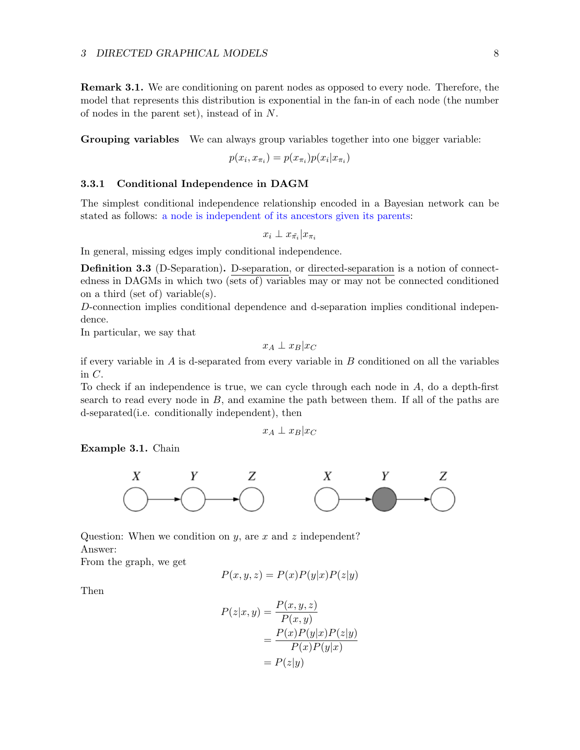**Remark 3.1.** We are conditioning on parent nodes as opposed to every node. Therefore, the model that represents this distribution is exponential in the fan-in of each node (the number of nodes in the parent set), instead of in $N$.

**Grouping variables** We can always group variables together into one bigger variable:

$$p(x_i, x_{\pi_i}) = p(x_{\pi_i})p(x_i|x_{\pi_i})$$

### 3.3.1 Conditional Independence in DAGM

The simplest conditional independence relationship encoded in a Bayesian network can be stated as follows: a node is independent of its ancestors given its parents:

$$x_i \perp x_{\tilde{\pi}_i}|x_{\pi_i}$$

In general, missing edges imply conditional independence.

**Definition 3.3** (D-Separation)**.** D-separation, or directed-separation is a notion of connectedness in DAGMs in which two (sets of) variables may or may not be connected conditioned on a third (set of) variable(s).
*D*-connection implies conditional dependence and d-separation implies conditional independence.
In particular, we say that

$$x_A \perp x_B|x_C$$

if every variable in $A$ is d-separated from every variable in $B$ conditioned on all the variables in $C$.
To check if an independence is true, we can cycle through each node in $A$, do a depth-first search to read every node in $B$, and examine the path between them. If all of the paths are d-separated(i.e. conditionally independent), then

$$x_A \perp x_B|x_C$$

**Example 3.1.** Chain

Question: When we condition on $y$, are $x$ and $z$ independent?
Answer:
From the graph, we get

$$P(x, y, z) = P(x)P(y|x)P(z|y)$$

Then

$$\begin{aligned} P(z|x, y) &= \frac{P(x, y, z)}{P(x, y)} \\ &= \frac{P(x)P(y|x)P(z|y)}{P(x)P(y|x)} \\ &= P(z|y) \end{aligned}$$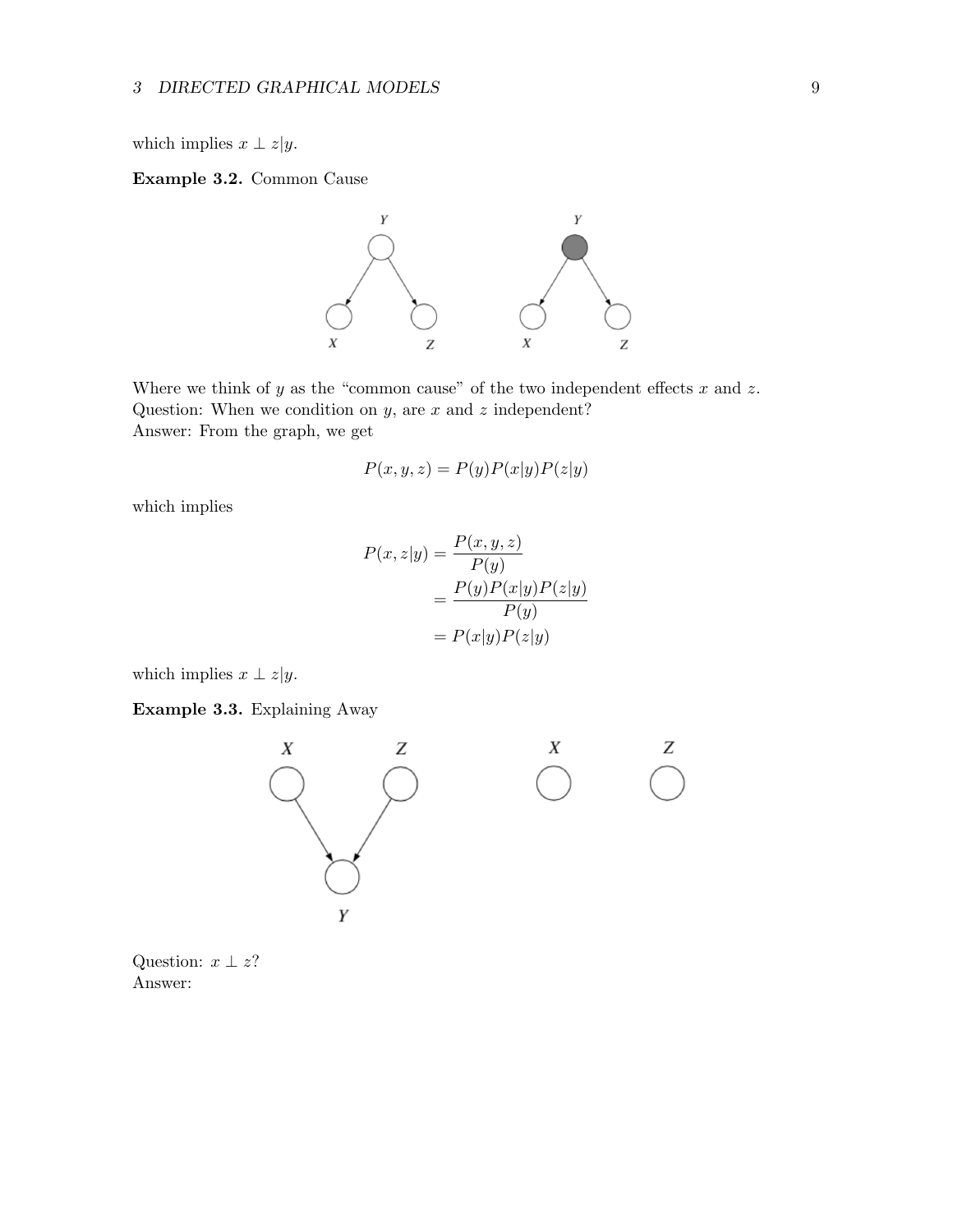which implies $x \perp z|y$.

**Example 3.2.** Common Cause

Y

X Z

Y

X Z

Where we think of $y$ as the "common cause" of the two independent effects $x$ and $z$.
Question: When we condition on $y$, are $x$ and $z$ independent?
Answer: From the graph, we get

$$P(x, y, z) = P(y)P(x|y)P(z|y)$$

which implies

$$\begin{aligned} P(x, z|y) &= \frac{P(x, y, z)}{P(y)} \\ &= \frac{P(y)P(x|y)P(z|y)}{P(y)} \\ &= P(x|y)P(z|y) \end{aligned}$$

which implies $x \perp z|y$.

**Example 3.3.** Explaining Away

X Z

Y

X Z

Question: $x \perp z$?
Answer: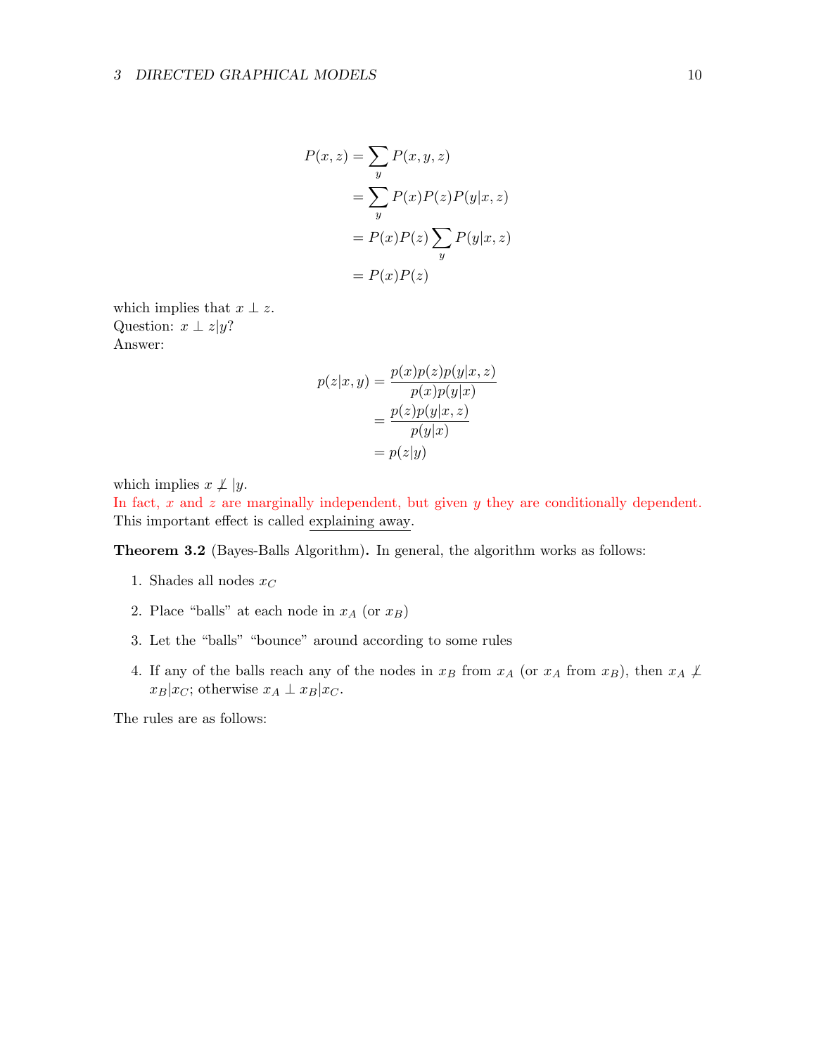$$
\begin{aligned}
P(x,z) &= \sum_y P(x,y,z) \\
&= \sum_y P(x)P(z)P(y|x,z) \\
&= P(x)P(z)\sum_y P(y|x,z) \\
&= P(x)P(z)
\end{aligned}
$$

which implies that $x \perp z$.
Question: $x \perp z|y$?
Answer:

$$
\begin{aligned}
p(z|x,y) &= \frac{p(x)p(z)p(y|x,z)}{p(x)p(y|x)} \\
&= \frac{p(z)p(y|x,z)}{p(y|x)} \\
&= p(z|y)
\end{aligned}
$$

which implies $x \not\perp |y$.
In fact, $x$ and $z$ are marginally independent, but given $y$ they are conditionally dependent. This important effect is called explaining away.

**Theorem 3.2** (Bayes-Balls Algorithm)**.** In general, the algorithm works as follows:

1. Shades all nodes $x_C$
2. Place "balls" at each node in $x_A$ (or $x_B$)
3. Let the "balls" "bounce" around according to some rules
4. If any of the balls reach any of the nodes in $x_B$ from $x_A$ (or $x_A$ from $x_B$), then $x_A \not\perp x_B|x_C$; otherwise $x_A \perp x_B|x_C$.

The rules are as follows: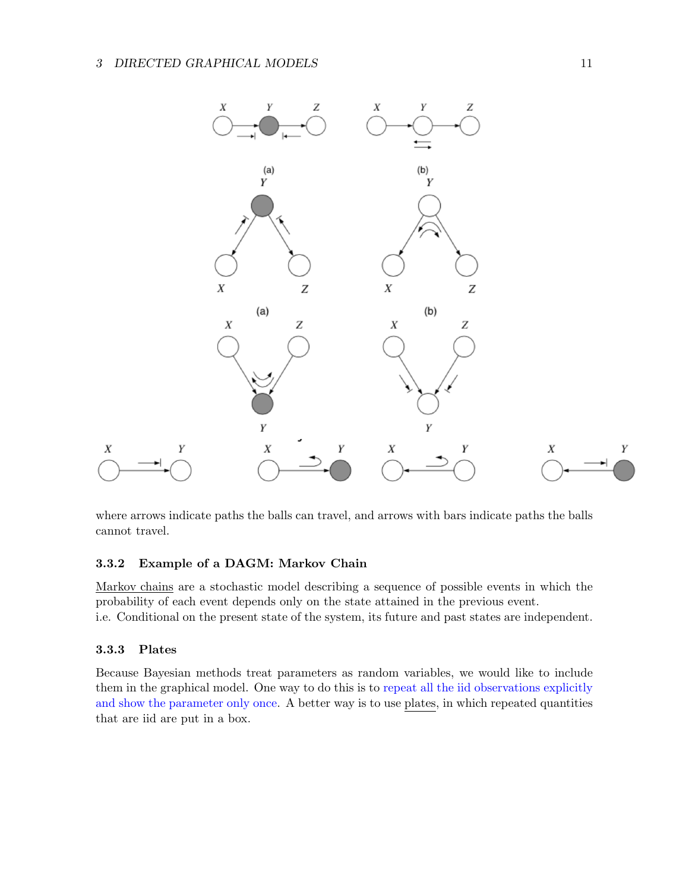X Y Z

(a)

X Y Z

(b)

Y

X Z

(a)

Y

X Z

(b)

X Z

Y

X Z

Y

X Y

X Y

X Y

X Y

where arrows indicate paths the balls can travel, and arrows with bars indicate paths the balls cannot travel.

### 3.3.2 Example of a DAGM: Markov Chain

Markov chains are a stochastic model describing a sequence of possible events in which the probability of each event depends only on the state attained in the previous event.
i.e. Conditional on the present state of the system, its future and past states are independent.

### 3.3.3 Plates

Because Bayesian methods treat parameters as random variables, we would like to include them in the graphical model. One way to do this is to repeat all the iid observations explicitly and show the parameter only once. A better way is to use plates, in which repeated quantities that are iid are put in a box.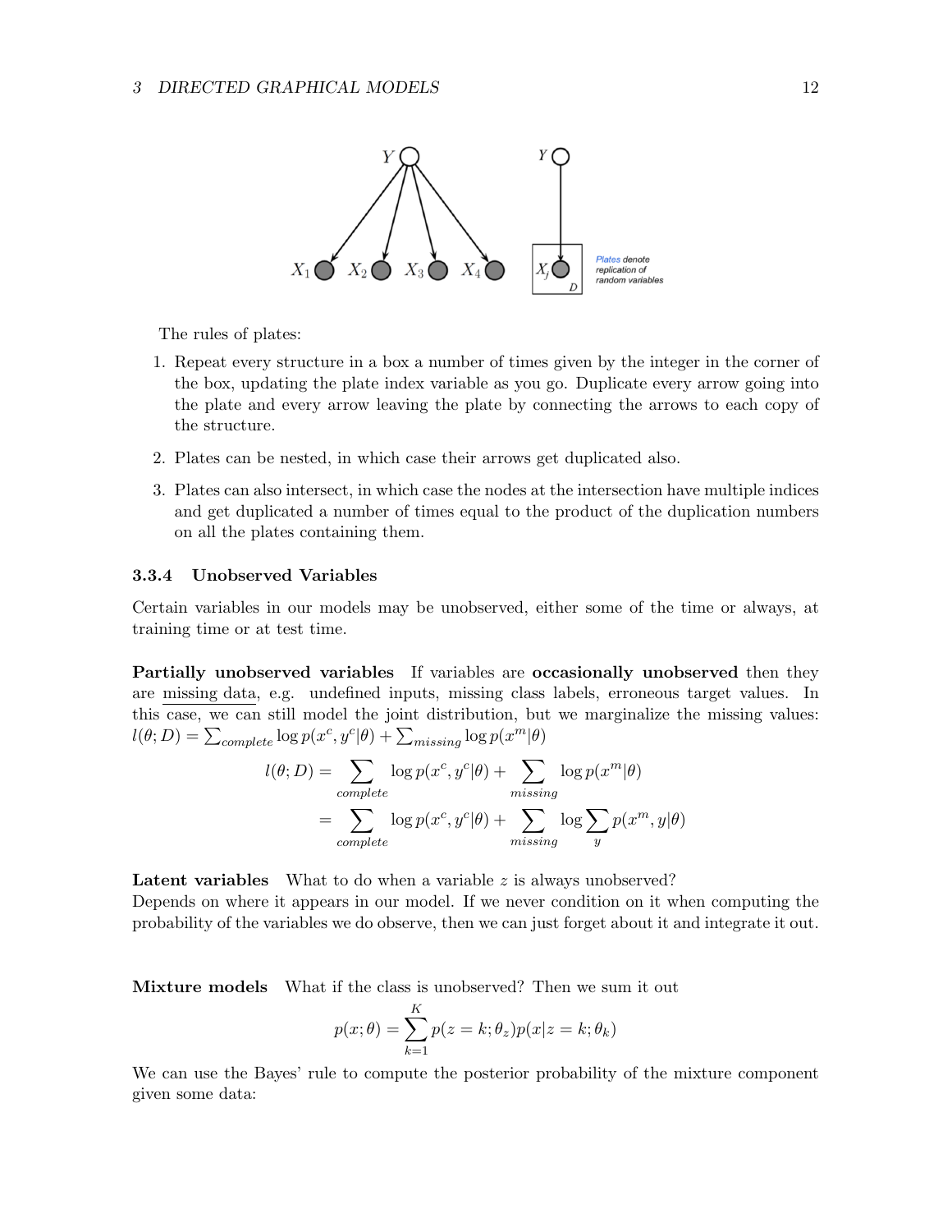The rules of plates:

1. Repeat every structure in a box a number of times given by the integer in the corner of the box, updating the plate index variable as you go. Duplicate every arrow going into the plate and every arrow leaving the plate by connecting the arrows to each copy of the structure.
2. Plates can be nested, in which case their arrows get duplicated also.
3. Plates can also intersect, in which case the nodes at the intersection have multiple indices and get duplicated a number of times equal to the product of the duplication numbers on all the plates containing them.

### 3.3.4 Unobserved Variables

Certain variables in our models may be unobserved, either some of the time or always, at training time or at test time.

**Partially unobserved variables** If variables are **occasionally unobserved** then they are missing data, e.g. undefined inputs, missing class labels, erroneous target values. In this case, we can still model the joint distribution, but we marginalize the missing values: $l(\theta; D) = \sum_{complete} \log p(x^c, y^c|\theta) + \sum_{missing} \log p(x^m|\theta)$

$$
\begin{aligned}
l(\theta; D) &= \sum_{complete} \log p(x^c, y^c|\theta) + \sum_{missing} \log p(x^m|\theta) \\
&= \sum_{complete} \log p(x^c, y^c|\theta) + \sum_{missing} \log \sum_{y} p(x^m, y|\theta)
\end{aligned}
$$

**Latent variables** What to do when a variable $z$ is always unobserved?
Depends on where it appears in our model. If we never condition on it when computing the probability of the variables we do observe, then we can just forget about it and integrate it out.

**Mixture models** What if the class is unobserved? Then we sum it out

$$
p(x; \theta) = \sum_{k=1}^{K} p(z = k; \theta_z) p(x|z = k; \theta_k)
$$

We can use the Bayes' rule to compute the posterior probability of the mixture component given some data: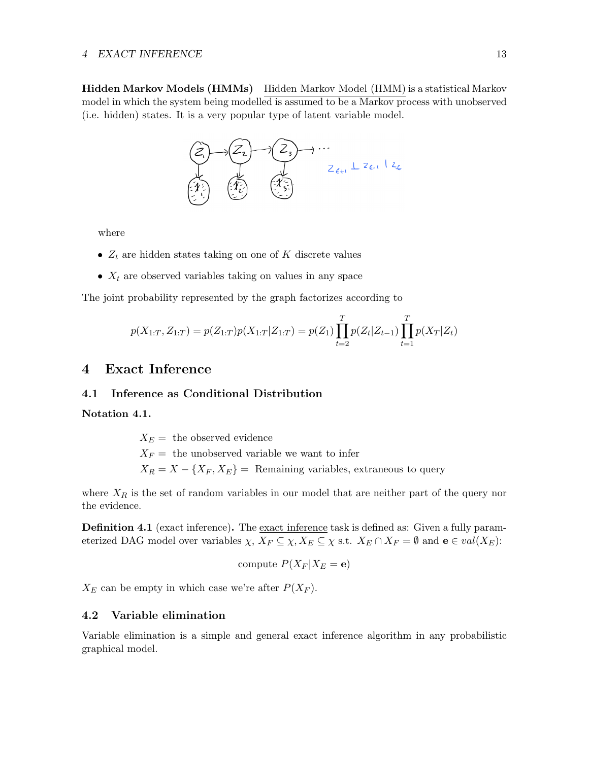**Hidden Markov Models (HMMs)** Hidden Markov Model (HMM) is a statistical Markov model in which the system being modelled is assumed to be a Markov process with unobserved (i.e. hidden) states. It is a very popular type of latent variable model.

where

- $Z_t$ are hidden states taking on one of $K$ discrete values
- $X_t$ are observed variables taking on values in any space

The joint probability represented by the graph factorizes according to

$$p(X_{1:T}, Z_{1:T}) = p(Z_{1:T})p(X_{1:T}|Z_{1:T}) = p(Z_1)\prod_{t=2}^{T} p(Z_t|Z_{t-1})\prod_{t=1}^{T} p(X_T|Z_t)$$

# 4 Exact Inference

## 4.1 Inference as Conditional Distribution

**Notation 4.1.**

$$
\begin{aligned}
X_E &= \text{ the observed evidence} \\
X_F &= \text{ the unobserved variable we want to infer} \\
X_R &= X - \{X_F, X_E\} = \text{ Remaining variables, extraneous to query}
\end{aligned}
$$

where $X_R$ is the set of random variables in our model that are neither part of the query nor the evidence.

**Definition 4.1** (exact inference)**.** The exact inference task is defined as: Given a fully parameterized DAG model over variables $\chi$, $X_F \subseteq \chi, X_E \subseteq \chi$ s.t. $X_E \cap X_F = \emptyset$ and $\mathbf{e} \in val(X_E)$:

$$\text{compute } P(X_F|X_E = \mathbf{e})$$

$X_E$ can be empty in which case we're after $P(X_F)$.

## 4.2 Variable elimination

Variable elimination is a simple and general exact inference algorithm in any probabilistic graphical model.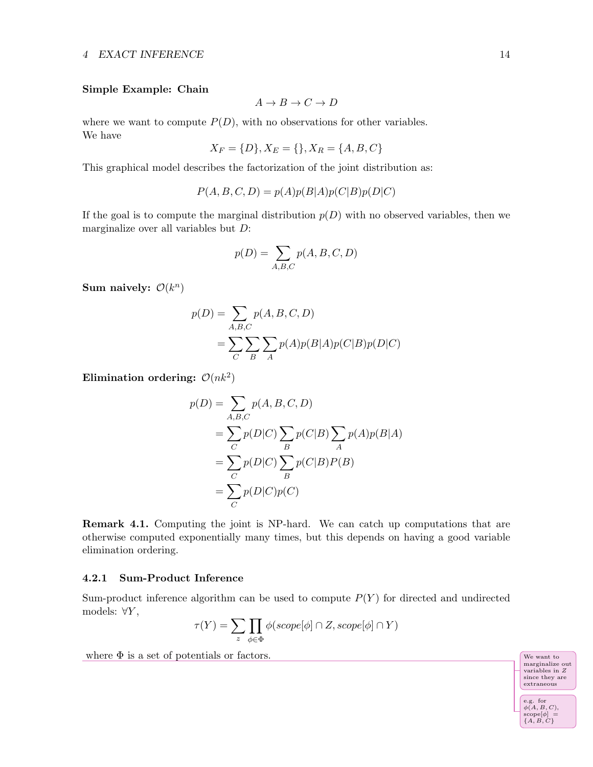**Simple Example: Chain**

$$A \to B \to C \to D$$

where we want to compute $P(D)$, with no observations for other variables.
We have

$$X_F = \{D\}, X_E = \{\}, X_R = \{A, B, C\}$$

This graphical model describes the factorization of the joint distribution as:

$$P(A, B, C, D) = p(A)p(B|A)p(C|B)p(D|C)$$

If the goal is to compute the marginal distribution $p(D)$ with no observed variables, then we marginalize over all variables but $D$:

$$p(D) = \sum_{A,B,C} p(A, B, C, D)$$

**Sum naively:** $\mathcal{O}(k^n)$

$$\begin{aligned} p(D) &= \sum_{A,B,C} p(A, B, C, D) \\ &= \sum_C \sum_B \sum_A p(A)p(B|A)p(C|B)p(D|C) \end{aligned}$$

**Elimination ordering:** $\mathcal{O}(nk^2)$

$$\begin{aligned} p(D) &= \sum_{A,B,C} p(A, B, C, D) \\ &= \sum_C p(D|C) \sum_B p(C|B) \sum_A p(A)p(B|A) \\ &= \sum_C p(D|C) \sum_B p(C|B)P(B) \\ &= \sum_C p(D|C)p(C) \end{aligned}$$

**Remark 4.1.** Computing the joint is NP-hard. We can catch up computations that are otherwise computed exponentially many times, but this depends on having a good variable elimination ordering.

### 4.2.1 Sum-Product Inference

Sum-product inference algorithm can be used to compute $P(Y)$ for directed and undirected models: $\forall Y$,

$$\tau(Y) = \sum_z \prod_{\phi \in \Phi} \phi(scope[\phi] \cap Z, scope[\phi] \cap Y)$$

where $\Phi$ is a set of potentials or factors.

We want to marginalize out variables in $Z$ since they are extraneous

e.g. for $\phi(A, B, C)$, scope$[\phi] = \{A, B, C\}$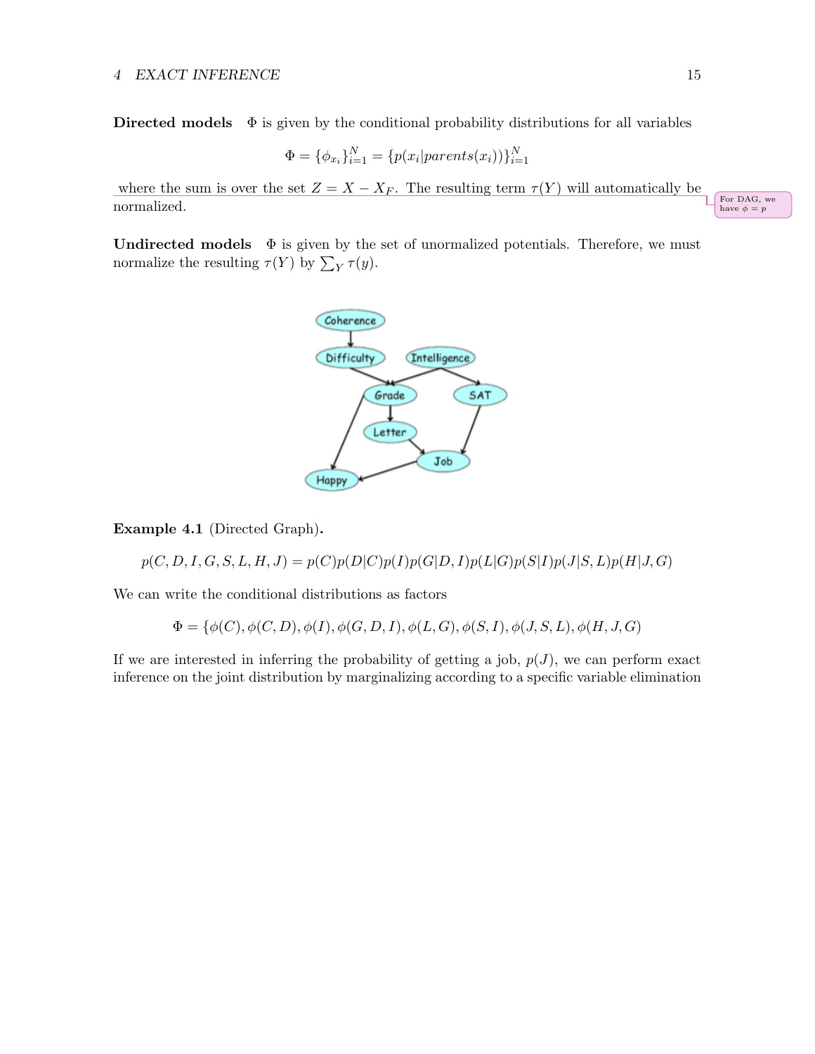**Directed models** $\Phi$ is given by the conditional probability distributions for all variables

$$\Phi = \{\phi_{x_i}\}_{i=1}^{N} = \{p(x_i|parents(x_i))\}_{i=1}^{N}$$

where the sum is over the set $Z = X - X_F$. The resulting term $\tau(Y)$ will automatically be normalized.

For DAG, we have $\phi = p$

**Undirected models** $\Phi$ is given by the set of unormalized potentials. Therefore, we must normalize the resulting $\tau(Y)$ by $\sum_Y \tau(y)$.

Coherence
Difficulty
Intelligence
Grade
SAT
Letter
Job
Happy

**Example 4.1** (Directed Graph)**.**

$$p(C, D, I, G, S, L, H, J) = p(C)p(D|C)p(I)p(G|D, I)p(L|G)p(S|I)p(J|S, L)p(H|J, G)$$

We can write the conditional distributions as factors

$$\Phi = \{\phi(C), \phi(C, D), \phi(I), \phi(G, D, I), \phi(L, G), \phi(S, I), \phi(J, S, L), \phi(H, J, G)$$

If we are interested in inferring the probability of getting a job, $p(J)$, we can perform exact inference on the joint distribution by marginalizing according to a specific variable elimination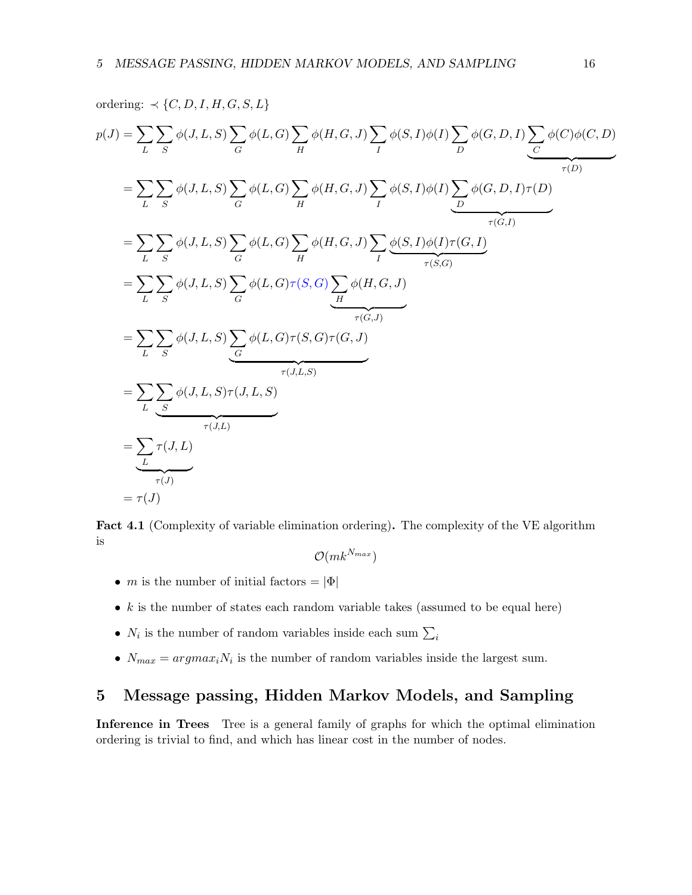ordering: $\prec \{C, D, I, H, G, S, L\}$

$$
\begin{aligned}
p(J) &= \sum_L \sum_S \phi(J,L,S) \sum_G \phi(L,G) \sum_H \phi(H,G,J) \sum_I \phi(S,I)\phi(I) \sum_D \phi(G,D,I) \underbrace{\sum_C \phi(C)\phi(C,D)}_{\tau(D)} \\
&= \sum_L \sum_S \phi(J,L,S) \sum_G \phi(L,G) \sum_H \phi(H,G,J) \sum_I \phi(S,I)\phi(I) \underbrace{\sum_D \phi(G,D,I)\tau(D)}_{\tau(G,I)} \\
&= \sum_L \sum_S \phi(J,L,S) \sum_G \phi(L,G) \sum_H \phi(H,G,J) \sum_I \underbrace{\phi(S,I)\phi(I)\tau(G,I)}_{\tau(S,G)} \\
&= \sum_L \sum_S \phi(J,L,S) \sum_G \phi(L,G)\tau(S,G) \underbrace{\sum_H \phi(H,G,J)}_{\tau(G,J)} \\
&= \sum_L \sum_S \phi(J,L,S) \underbrace{\sum_G \phi(L,G)\tau(S,G)\tau(G,J)}_{\tau(J,L,S)} \\
&= \sum_L \underbrace{\sum_S \phi(J,L,S)\tau(J,L,S)}_{\tau(J,L)} \\
&= \underbrace{\sum_L \tau(J,L)}_{\tau(J)} \\
&= \tau(J)
\end{aligned}
$$

**Fact 4.1** (Complexity of variable elimination ordering)**.** The complexity of the VE algorithm is

$$\mathcal{O}(mk^{N_{max}})$$

- $m$ is the number of initial factors $= |\Phi|$
- $k$ is the number of states each random variable takes (assumed to be equal here)
- $N_i$ is the number of random variables inside each sum $\sum_i$
- $N_{max} = argmax_i N_i$ is the number of random variables inside the largest sum.

## 5 Message passing, Hidden Markov Models, and Sampling

**Inference in Trees** Tree is a general family of graphs for which the optimal elimination ordering is trivial to find, and which has linear cost in the number of nodes.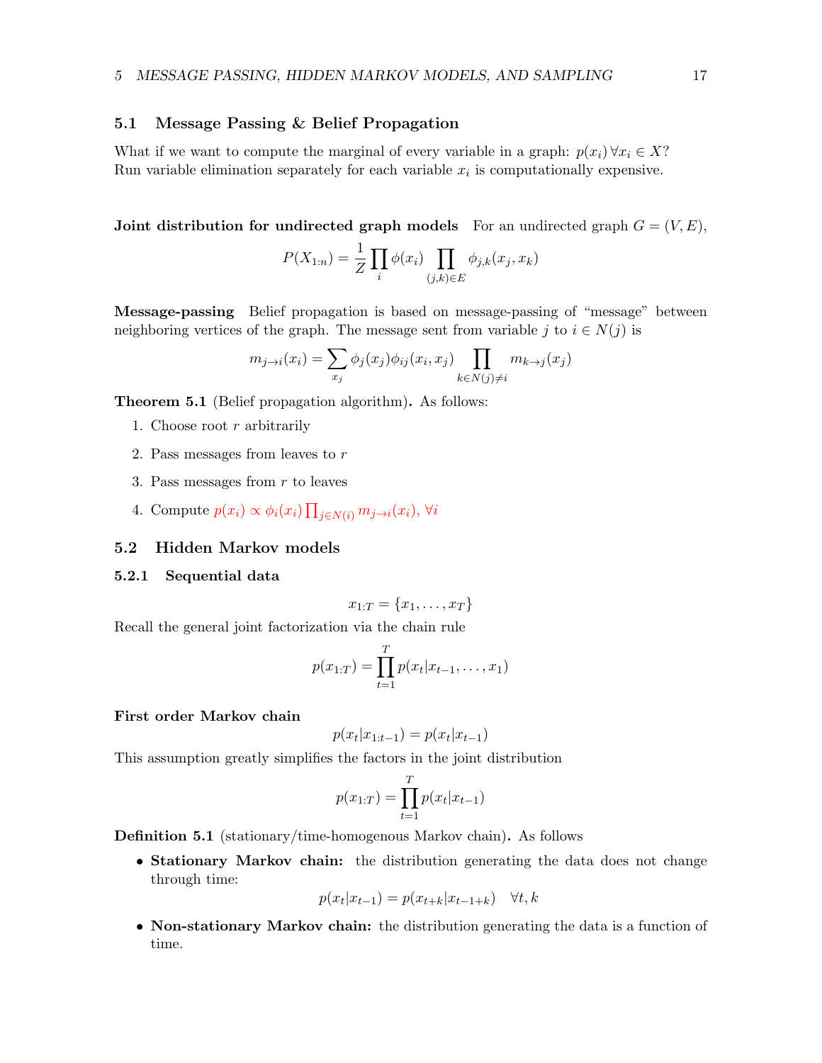## 5.1 Message Passing & Belief Propagation

What if we want to compute the marginal of every variable in a graph: $p(x_i)\,\forall x_i \in X$? Run variable elimination separately for each variable $x_i$ is computationally expensive.

**Joint distribution for undirected graph models** For an undirected graph $G = (V, E)$,

$$P(X_{1:n}) = \frac{1}{Z} \prod_i \phi(x_i) \prod_{(j,k)\in E} \phi_{j,k}(x_j, x_k)$$

**Message-passing** Belief propagation is based on message-passing of "message" between neighboring vertices of the graph. The message sent from variable $j$ to $i \in N(j)$ is

$$m_{j\to i}(x_i) = \sum_{x_j} \phi_j(x_j)\phi_{ij}(x_i, x_j) \prod_{k\in N(j)\neq i} m_{k\to j}(x_j)$$

**Theorem 5.1** (Belief propagation algorithm)**.** As follows:

1. Choose root $r$ arbitrarily
2. Pass messages from leaves to $r$
3. Pass messages from $r$ to leaves
4. Compute $p(x_i) \propto \phi_i(x_i) \prod_{j\in N(i)} m_{j\to i}(x_i),\ \forall i$

## 5.2 Hidden Markov models

### 5.2.1 Sequential data

$$x_{1:T} = \{x_1, \ldots, x_T\}$$

Recall the general joint factorization via the chain rule

$$p(x_{1:T}) = \prod_{t=1}^{T} p(x_t|x_{t-1}, \ldots, x_1)$$

**First order Markov chain**

$$p(x_t|x_{1:t-1}) = p(x_t|x_{t-1})$$

This assumption greatly simplifies the factors in the joint distribution

$$p(x_{1:T}) = \prod_{t=1}^{T} p(x_t|x_{t-1})$$

**Definition 5.1** (stationary/time-homogenous Markov chain)**.** As follows

- **Stationary Markov chain:** the distribution generating the data does not change through time:

$$p(x_t|x_{t-1}) = p(x_{t+k}|x_{t-1+k}) \quad \forall t, k$$

- **Non-stationary Markov chain:** the distribution generating the data is a function of time.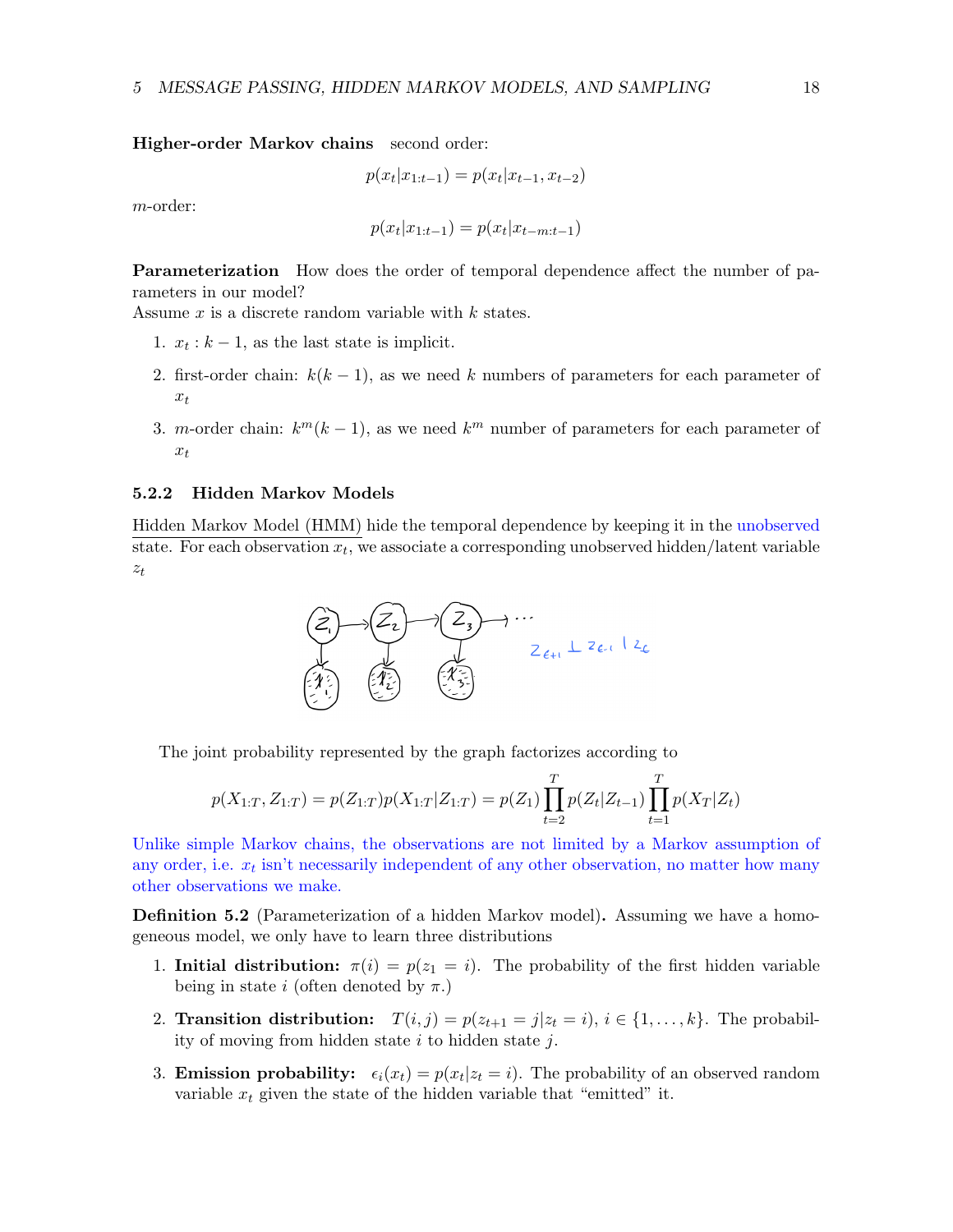**Higher-order Markov chains** second order:

$$p(x_t|x_{1:t-1}) = p(x_t|x_{t-1}, x_{t-2})$$

$m$-order:

$$p(x_t|x_{1:t-1}) = p(x_t|x_{t-m:t-1})$$

**Parameterization** How does the order of temporal dependence affect the number of parameters in our model?
Assume $x$ is a discrete random variable with $k$ states.

1. $x_t : k-1$, as the last state is implicit.
2. first-order chain: $k(k-1)$, as we need $k$ numbers of parameters for each parameter of $x_t$
3. $m$-order chain: $k^m(k-1)$, as we need $k^m$ number of parameters for each parameter of $x_t$

### 5.2.2 Hidden Markov Models

Hidden Markov Model (HMM) hide the temporal dependence by keeping it in the unobserved state. For each observation $x_t$, we associate a corresponding unobserved hidden/latent variable $z_t$

$z_{t+1} \perp z_{t-1} \mid z_t$

The joint probability represented by the graph factorizes according to

$$p(X_{1:T}, Z_{1:T}) = p(Z_{1:T})p(X_{1:T}|Z_{1:T}) = p(Z_1)\prod_{t=2}^{T} p(Z_t|Z_{t-1})\prod_{t=1}^{T} p(X_T|Z_t)$$

Unlike simple Markov chains, the observations are not limited by a Markov assumption of any order, i.e. $x_t$ isn't necessarily independent of any other observation, no matter how many other observations we make.

**Definition 5.2** (Parameterization of a hidden Markov model)**.** Assuming we have a homogeneous model, we only have to learn three distributions

1. **Initial distribution:** $\pi(i) = p(z_1 = i)$. The probability of the first hidden variable being in state $i$ (often denoted by $\pi$.)
2. **Transition distribution:** $T(i,j) = p(z_{t+1} = j|z_t = i)$, $i \in \{1, \ldots, k\}$. The probability of moving from hidden state $i$ to hidden state $j$.
3. **Emission probability:** $\epsilon_i(x_t) = p(x_t|z_t = i)$. The probability of an observed random variable $x_t$ given the state of the hidden variable that "emitted" it.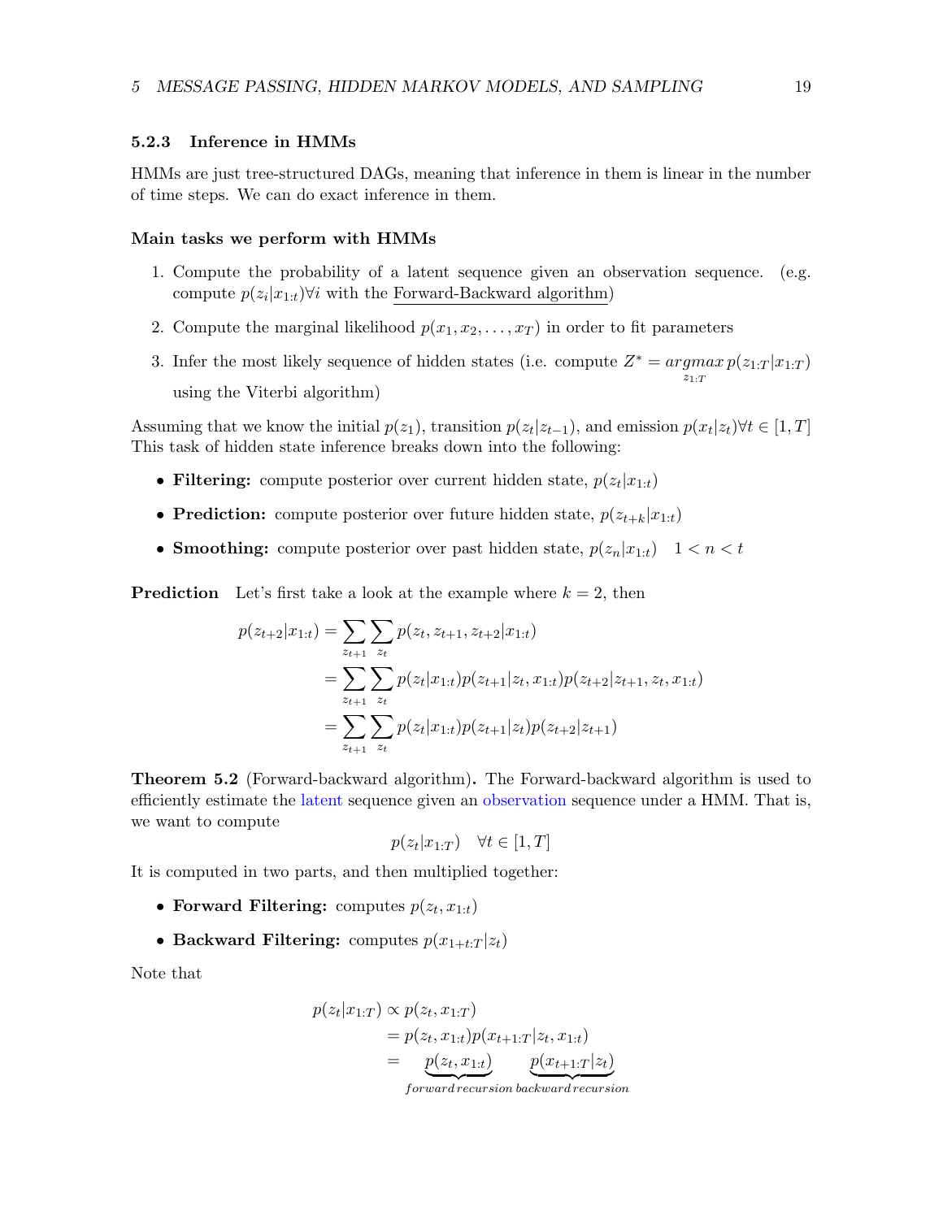### 5.2.3 Inference in HMMs

HMMs are just tree-structured DAGs, meaning that inference in them is linear in the number of time steps. We can do exact inference in them.

**Main tasks we perform with HMMs**

1. Compute the probability of a latent sequence given an observation sequence. (e.g. compute $p(z_i|x_{1:t})\forall i$ with the Forward-Backward algorithm)
2. Compute the marginal likelihood $p(x_1, x_2, \ldots, x_T)$ in order to fit parameters
3. Infer the most likely sequence of hidden states (i.e. compute $Z^* = \underset{z_{1:T}}{argmax}\, p(z_{1:T}|x_{1:T})$ using the Viterbi algorithm)

Assuming that we know the initial $p(z_1)$, transition $p(z_t|z_{t-1})$, and emission $p(x_t|z_t)\forall t \in [1, T]$ This task of hidden state inference breaks down into the following:

- **Filtering:** compute posterior over current hidden state, $p(z_t|x_{1:t})$
- **Prediction:** compute posterior over future hidden state, $p(z_{t+k}|x_{1:t})$
- **Smoothing:** compute posterior over past hidden state, $p(z_n|x_{1:t}) \quad 1 < n < t$

**Prediction** Let's first take a look at the example where $k = 2$, then

$$
\begin{aligned}
p(z_{t+2}|x_{1:t}) &= \sum_{z_{t+1}} \sum_{z_t} p(z_t, z_{t+1}, z_{t+2}|x_{1:t}) \\
&= \sum_{z_{t+1}} \sum_{z_t} p(z_t|x_{1:t})p(z_{t+1}|z_t, x_{1:t})p(z_{t+2}|z_{t+1}, z_t, x_{1:t}) \\
&= \sum_{z_{t+1}} \sum_{z_t} p(z_t|x_{1:t})p(z_{t+1}|z_t)p(z_{t+2}|z_{t+1})
\end{aligned}
$$

**Theorem 5.2** (Forward-backward algorithm)**.** The Forward-backward algorithm is used to efficiently estimate the latent sequence given an observation sequence under a HMM. That is, we want to compute

$$p(z_t|x_{1:T}) \quad \forall t \in [1, T]$$

It is computed in two parts, and then multiplied together:

- **Forward Filtering:** computes $p(z_t, x_{1:t})$
- **Backward Filtering:** computes $p(x_{1+t:T}|z_t)$

Note that

$$
\begin{aligned}
p(z_t|x_{1:T}) &\propto p(z_t, x_{1:T}) \\
&= p(z_t, x_{1:t})p(x_{t+1:T}|z_t, x_{1:t}) \\
&= \underbrace{p(z_t, x_{1:t})}_{forward\, recursion} \underbrace{p(x_{t+1:T}|z_t)}_{backward\, recursion}
\end{aligned}
$$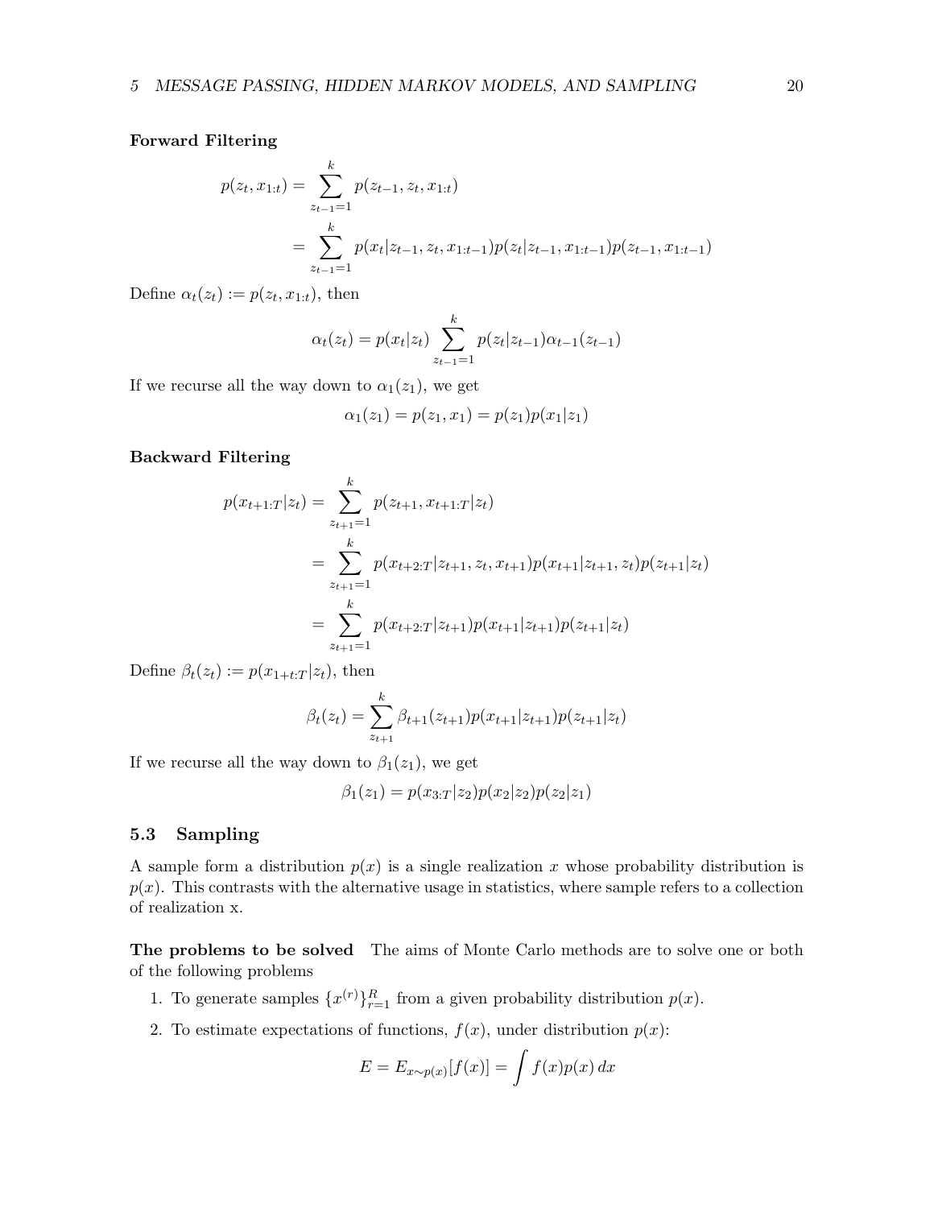**Forward Filtering**

$$
\begin{aligned}
p(z_t, x_{1:t}) &= \sum_{z_{t-1}=1}^{k} p(z_{t-1}, z_t, x_{1:t}) \\
&= \sum_{z_{t-1}=1}^{k} p(x_t|z_{t-1}, z_t, x_{1:t-1}) p(z_t|z_{t-1}, x_{1:t-1}) p(z_{t-1}, x_{1:t-1})
\end{aligned}
$$

Define $\alpha_t(z_t) := p(z_t, x_{1:t})$, then

$$
\alpha_t(z_t) = p(x_t|z_t) \sum_{z_{t-1}=1}^{k} p(z_t|z_{t-1}) \alpha_{t-1}(z_{t-1})
$$

If we recurse all the way down to $\alpha_1(z_1)$, we get

$$
\alpha_1(z_1) = p(z_1, x_1) = p(z_1) p(x_1|z_1)
$$

**Backward Filtering**

$$
\begin{aligned}
p(x_{t+1:T}|z_t) &= \sum_{z_{t+1}=1}^{k} p(z_{t+1}, x_{t+1:T}|z_t) \\
&= \sum_{z_{t+1}=1}^{k} p(x_{t+2:T}|z_{t+1}, z_t, x_{t+1}) p(x_{t+1}|z_{t+1}, z_t) p(z_{t+1}|z_t) \\
&= \sum_{z_{t+1}=1}^{k} p(x_{t+2:T}|z_{t+1}) p(x_{t+1}|z_{t+1}) p(z_{t+1}|z_t)
\end{aligned}
$$

Define $\beta_t(z_t) := p(x_{1+t:T}|z_t)$, then

$$
\beta_t(z_t) = \sum_{z_{t+1}}^{k} \beta_{t+1}(z_{t+1}) p(x_{t+1}|z_{t+1}) p(z_{t+1}|z_t)
$$

If we recurse all the way down to $\beta_1(z_1)$, we get

$$
\beta_1(z_1) = p(x_{3:T}|z_2) p(x_2|z_2) p(z_2|z_1)
$$

### 5.3 Sampling

A sample form a distribution $p(x)$ is a single realization $x$ whose probability distribution is $p(x)$. This contrasts with the alternative usage in statistics, where sample refers to a collection of realization x.

**The problems to be solved** The aims of Monte Carlo methods are to solve one or both of the following problems

1. To generate samples $\{x^{(r)}\}_{r=1}^{R}$ from a given probability distribution $p(x)$.
2. To estimate expectations of functions, $f(x)$, under distribution $p(x)$:

$$
E = E_{x \sim p(x)}[f(x)] = \int f(x) p(x) \, dx
$$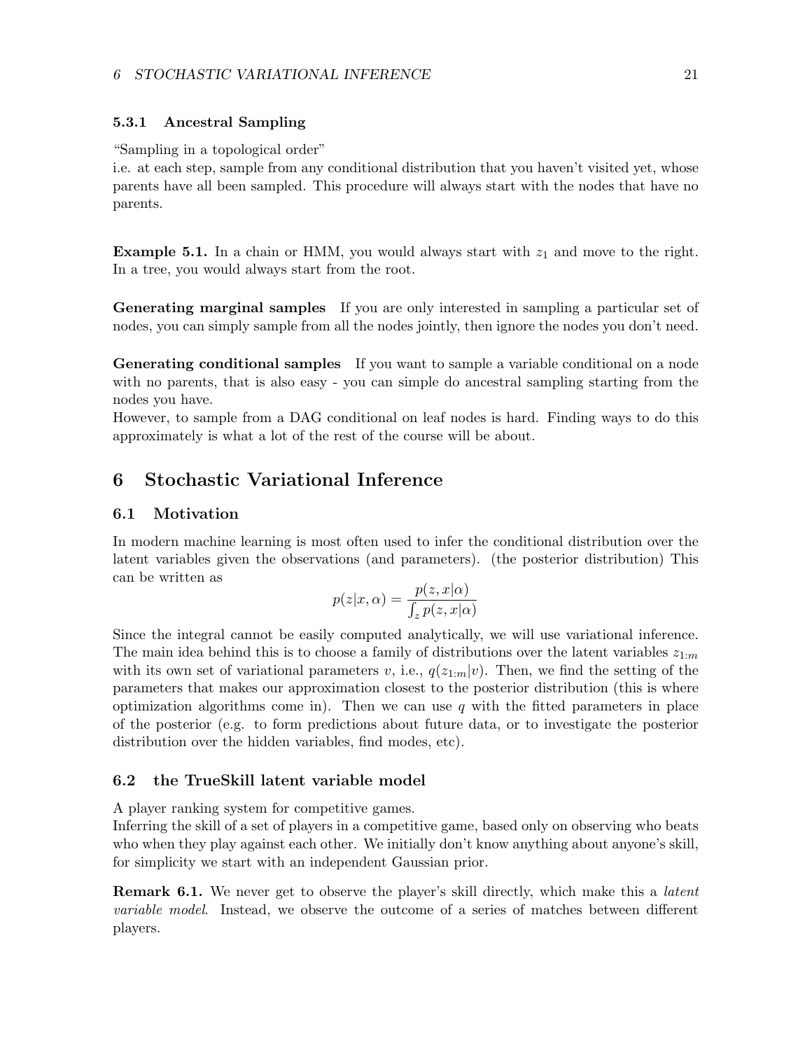### 5.3.1 Ancestral Sampling

"Sampling in a topological order"
i.e. at each step, sample from any conditional distribution that you haven't visited yet, whose parents have all been sampled. This procedure will always start with the nodes that have no parents.

**Example 5.1.** In a chain or HMM, you would always start with $z_1$ and move to the right. In a tree, you would always start from the root.

**Generating marginal samples** If you are only interested in sampling a particular set of nodes, you can simply sample from all the nodes jointly, then ignore the nodes you don't need.

**Generating conditional samples** If you want to sample a variable conditional on a node with no parents, that is also easy - you can simple do ancestral sampling starting from the nodes you have.
However, to sample from a DAG conditional on leaf nodes is hard. Finding ways to do this approximately is what a lot of the rest of the course will be about.

# 6 Stochastic Variational Inference

## 6.1 Motivation

In modern machine learning is most often used to infer the conditional distribution over the latent variables given the observations (and parameters). (the posterior distribution) This can be written as

$$p(z|x,\alpha) = \frac{p(z,x|\alpha)}{\int_z p(z,x|\alpha)}$$

Since the integral cannot be easily computed analytically, we will use variational inference. The main idea behind this is to choose a family of distributions over the latent variables $z_{1:m}$ with its own set of variational parameters $v$, i.e., $q(z_{1:m}|v)$. Then, we find the setting of the parameters that makes our approximation closest to the posterior distribution (this is where optimization algorithms come in). Then we can use $q$ with the fitted parameters in place of the posterior (e.g. to form predictions about future data, or to investigate the posterior distribution over the hidden variables, find modes, etc).

## 6.2 the TrueSkill latent variable model

A player ranking system for competitive games.
Inferring the skill of a set of players in a competitive game, based only on observing who beats who when they play against each other. We initially don't know anything about anyone's skill, for simplicity we start with an independent Gaussian prior.

**Remark 6.1.** We never get to observe the player's skill directly, which make this a *latent variable model*. Instead, we observe the outcome of a series of matches between different players.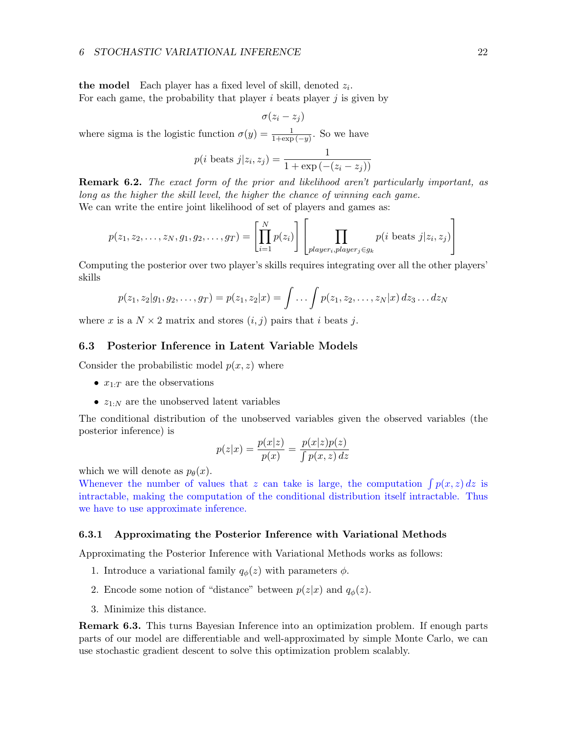**the model** Each player has a fixed level of skill, denoted $z_i$.
For each game, the probability that player $i$ beats player $j$ is given by

$$\sigma(z_i - z_j)$$

where sigma is the logistic function $\sigma(y) = \frac{1}{1+\exp(-y)}$. So we have

$$p(i \text{ beats } j | z_i, z_j) = \frac{1}{1 + \exp(-(z_i - z_j))}$$

**Remark 6.2.** *The exact form of the prior and likelihood aren't particularly important, as long as the higher the skill level, the higher the chance of winning each game.*
We can write the entire joint likelihood of set of players and games as:

$$p(z_1, z_2, \dots, z_N, g_1, g_2, \dots, g_T) = \left[\prod_{i=1}^{N} p(z_i)\right] \left[\prod_{player_i, player_j \in g_k} p(i \text{ beats } j | z_i, z_j)\right]$$

Computing the posterior over two player's skills requires integrating over all the other players' skills

$$p(z_1, z_2 | g_1, g_2, \dots, g_T) = p(z_1, z_2 | x) = \int \dots \int p(z_1, z_2, \dots, z_N | x) \, dz_3 \dots dz_N$$

where $x$ is a $N \times 2$ matrix and stores $(i, j)$ pairs that $i$ beats $j$.

## 6.3 Posterior Inference in Latent Variable Models

Consider the probabilistic model $p(x, z)$ where

- $x_{1:T}$ are the observations
- $z_{1:N}$ are the unobserved latent variables

The conditional distribution of the unobserved variables given the observed variables (the posterior inference) is

$$p(z|x) = \frac{p(x|z)}{p(x)} = \frac{p(x|z)p(z)}{\int p(x, z) \, dz}$$

which we will denote as $p_\theta(x)$.
Whenever the number of values that $z$ can take is large, the computation $\int p(x, z) \, dz$ is intractable, making the computation of the conditional distribution itself intractable. Thus we have to use approximate inference.

### 6.3.1 Approximating the Posterior Inference with Variational Methods

Approximating the Posterior Inference with Variational Methods works as follows:

1. Introduce a variational family $q_\phi(z)$ with parameters $\phi$.
2. Encode some notion of "distance" between $p(z|x)$ and $q_\phi(z)$.
3. Minimize this distance.

**Remark 6.3.** This turns Bayesian Inference into an optimization problem. If enough parts parts of our model are differentiable and well-approximated by simple Monte Carlo, we can use stochastic gradient descent to solve this optimization problem scalably.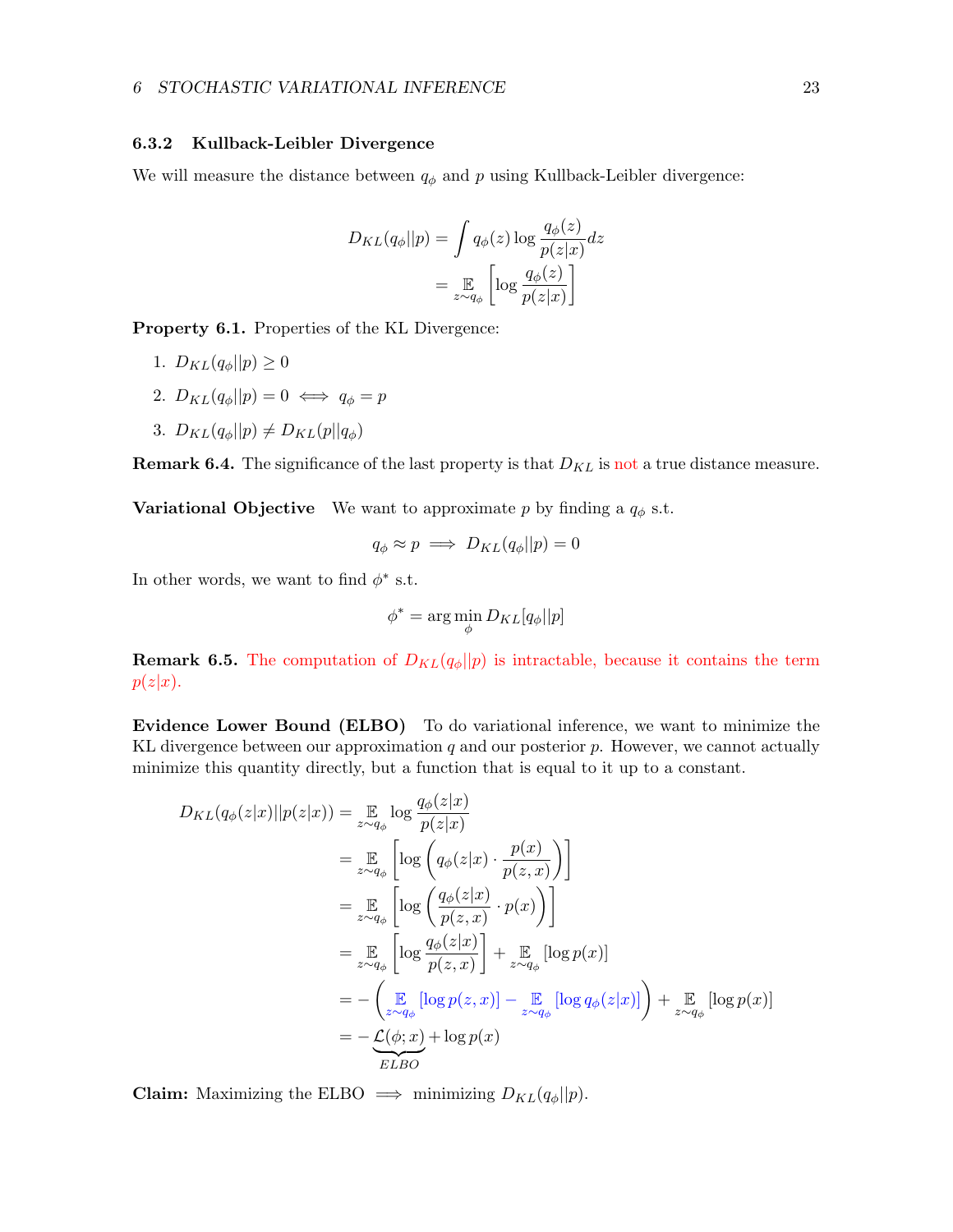### 6.3.2 Kullback-Leibler Divergence

We will measure the distance between $q_\phi$ and $p$ using Kullback-Leibler divergence:

$$
\begin{aligned}
D_{KL}(q_\phi || p) &= \int q_\phi(z) \log \frac{q_\phi(z)}{p(z|x)} dz \\
&= \mathop{\mathbb{E}}_{z \sim q_\phi} \left[ \log \frac{q_\phi(z)}{p(z|x)} \right]
\end{aligned}
$$

**Property 6.1.** Properties of the KL Divergence:

1. $D_{KL}(q_\phi || p) \geq 0$
2. $D_{KL}(q_\phi || p) = 0 \iff q_\phi = p$
3. $D_{KL}(q_\phi || p) \neq D_{KL}(p || q_\phi)$

**Remark 6.4.** The significance of the last property is that $D_{KL}$ is not a true distance measure.

**Variational Objective** We want to approximate $p$ by finding a $q_\phi$ s.t.

$$
q_\phi \approx p \implies D_{KL}(q_\phi || p) = 0
$$

In other words, we want to find $\phi^*$ s.t.

$$
\phi^* = \arg\min_\phi D_{KL}[q_\phi || p]
$$

**Remark 6.5.** The computation of $D_{KL}(q_\phi || p)$ is intractable, because it contains the term $p(z|x)$.

**Evidence Lower Bound (ELBO)** To do variational inference, we want to minimize the KL divergence between our approximation $q$ and our posterior $p$. However, we cannot actually minimize this quantity directly, but a function that is equal to it up to a constant.

$$
\begin{aligned}
D_{KL}(q_\phi(z|x) || p(z|x)) &= \mathop{\mathbb{E}}_{z \sim q_\phi} \log \frac{q_\phi(z|x)}{p(z|x)} \\
&= \mathop{\mathbb{E}}_{z \sim q_\phi} \left[ \log \left( q_\phi(z|x) \cdot \frac{p(x)}{p(z,x)} \right) \right] \\
&= \mathop{\mathbb{E}}_{z \sim q_\phi} \left[ \log \left( \frac{q_\phi(z|x)}{p(z,x)} \cdot p(x) \right) \right] \\
&= \mathop{\mathbb{E}}_{z \sim q_\phi} \left[ \log \frac{q_\phi(z|x)}{p(z,x)} \right] + \mathop{\mathbb{E}}_{z \sim q_\phi} [\log p(x)] \\
&= - \left( \mathop{\mathbb{E}}_{z \sim q_\phi} [\log p(z,x)] - \mathop{\mathbb{E}}_{z \sim q_\phi} [\log q_\phi(z|x)] \right) + \mathop{\mathbb{E}}_{z \sim q_\phi} [\log p(x)] \\
&= - \underbrace{\mathcal{L}(\phi; x)}_{ELBO} + \log p(x)
\end{aligned}
$$

**Claim:** Maximizing the ELBO $\implies$ minimizing $D_{KL}(q_\phi || p)$.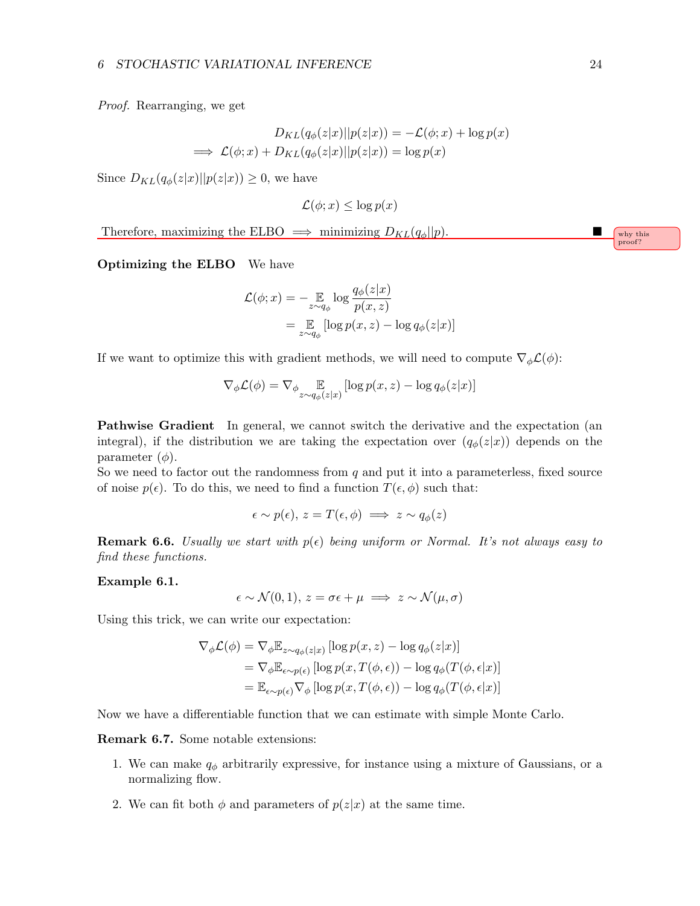*Proof.* Rearranging, we get

$$
\begin{aligned}
D_{KL}(q_\phi(z|x)||p(z|x)) &= -\mathcal{L}(\phi; x) + \log p(x) \\
\implies \mathcal{L}(\phi; x) + D_{KL}(q_\phi(z|x)||p(z|x)) &= \log p(x)
\end{aligned}
$$

Since $D_{KL}(q_\phi(z|x)||p(z|x)) \geq 0$, we have

$$
\mathcal{L}(\phi; x) \leq \log p(x)
$$

Therefore, maximizing the ELBO $\implies$ minimizing $D_{KL}(q_\phi||p)$. ■

why this proof?

**Optimizing the ELBO** We have

$$
\begin{aligned}
\mathcal{L}(\phi; x) &= -\mathop{\mathbb{E}}_{z\sim q_\phi} \log \frac{q_\phi(z|x)}{p(x,z)} \\
&= \mathop{\mathbb{E}}_{z\sim q_\phi} [\log p(x,z) - \log q_\phi(z|x)]
\end{aligned}
$$

If we want to optimize this with gradient methods, we will need to compute $\nabla_\phi \mathcal{L}(\phi)$:

$$
\nabla_\phi \mathcal{L}(\phi) = \nabla_\phi \mathop{\mathbb{E}}_{z\sim q_\phi(z|x)} [\log p(x,z) - \log q_\phi(z|x)]
$$

**Pathwise Gradient** In general, we cannot switch the derivative and the expectation (an integral), if the distribution we are taking the expectation over ($q_\phi(z|x)$) depends on the parameter ($\phi$).
So we need to factor out the randomness from $q$ and put it into a parameterless, fixed source of noise $p(\epsilon)$. To do this, we need to find a function $T(\epsilon, \phi)$ such that:

$$
\epsilon \sim p(\epsilon),\, z = T(\epsilon, \phi) \implies z \sim q_\phi(z)
$$

**Remark 6.6.** *Usually we start with $p(\epsilon)$ being uniform or Normal. It's not always easy to find these functions.*

**Example 6.1.**

$$
\epsilon \sim \mathcal{N}(0,1),\, z = \sigma\epsilon + \mu \implies z \sim \mathcal{N}(\mu, \sigma)
$$

Using this trick, we can write our expectation:

$$
\begin{aligned}
\nabla_\phi \mathcal{L}(\phi) &= \nabla_\phi \mathbb{E}_{z\sim q_\phi(z|x)} [\log p(x,z) - \log q_\phi(z|x)] \\
&= \nabla_\phi \mathbb{E}_{\epsilon\sim p(\epsilon)} [\log p(x, T(\phi,\epsilon)) - \log q_\phi(T(\phi,\epsilon|x)] \\
&= \mathbb{E}_{\epsilon\sim p(\epsilon)} \nabla_\phi [\log p(x, T(\phi,\epsilon)) - \log q_\phi(T(\phi,\epsilon|x)]
\end{aligned}
$$

Now we have a differentiable function that we can estimate with simple Monte Carlo.

**Remark 6.7.** Some notable extensions:

1. We can make $q_\phi$ arbitrarily expressive, for instance using a mixture of Gaussians, or a normalizing flow.
2. We can fit both $\phi$ and parameters of $p(z|x)$ at the same time.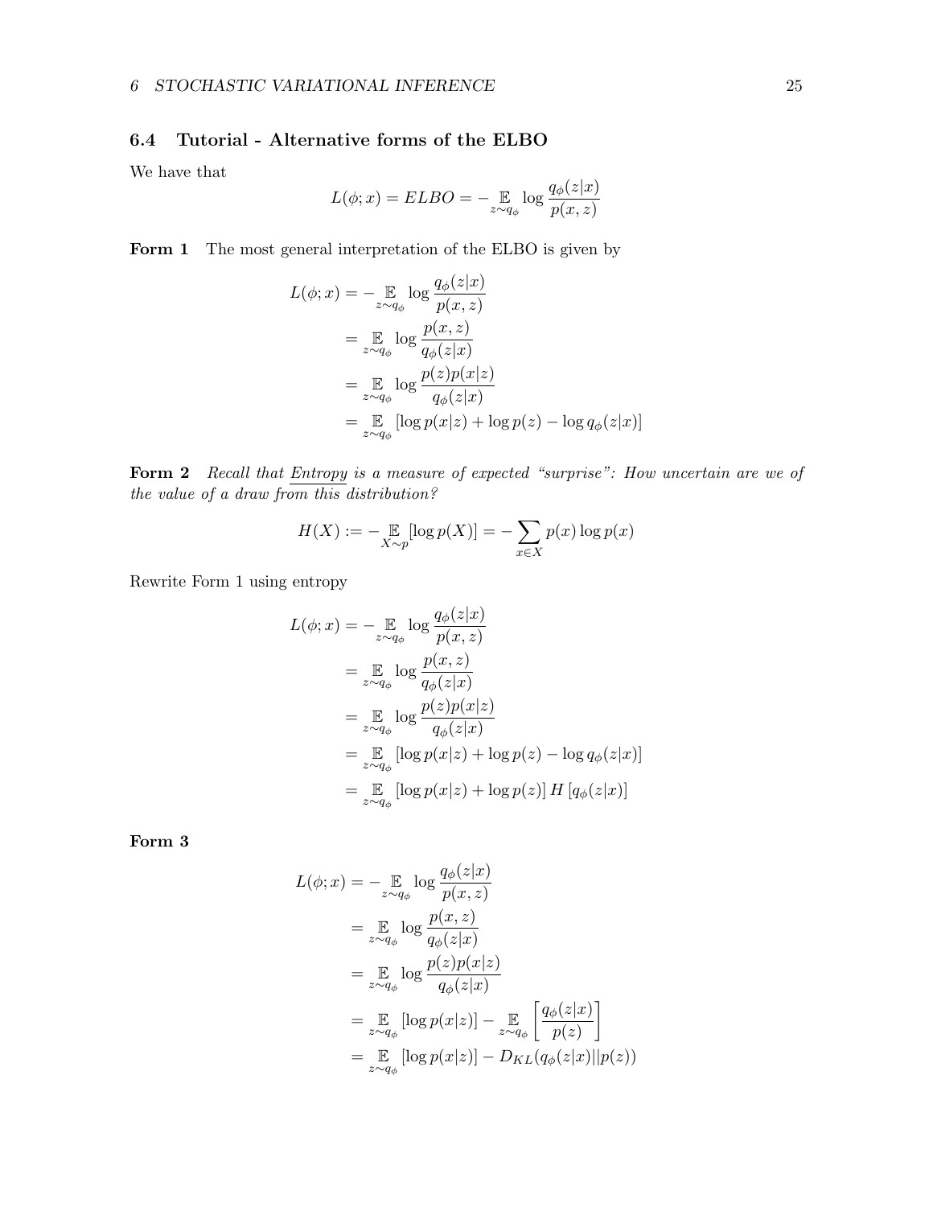### 6.4 Tutorial - Alternative forms of the ELBO

We have that

$$L(\phi; x) = ELBO = -\mathop{\mathbb{E}}_{z \sim q_\phi} \log \frac{q_\phi(z|x)}{p(x,z)}$$

**Form 1** The most general interpretation of the ELBO is given by

$$\begin{aligned}
L(\phi; x) &= -\mathop{\mathbb{E}}_{z \sim q_\phi} \log \frac{q_\phi(z|x)}{p(x,z)} \\
&= \mathop{\mathbb{E}}_{z \sim q_\phi} \log \frac{p(x,z)}{q_\phi(z|x)} \\
&= \mathop{\mathbb{E}}_{z \sim q_\phi} \log \frac{p(z)p(x|z)}{q_\phi(z|x)} \\
&= \mathop{\mathbb{E}}_{z \sim q_\phi} \left[\log p(x|z) + \log p(z) - \log q_\phi(z|x)\right]
\end{aligned}$$

**Form 2** *Recall that* <u>*Entropy*</u> *is a measure of expected "surprise": How uncertain are we of the value of a draw from this distribution?*

$$H(X) := -\mathop{\mathbb{E}}_{X \sim p}[\log p(X)] = -\sum_{x \in X} p(x) \log p(x)$$

Rewrite Form 1 using entropy

$$\begin{aligned}
L(\phi; x) &= -\mathop{\mathbb{E}}_{z \sim q_\phi} \log \frac{q_\phi(z|x)}{p(x,z)} \\
&= \mathop{\mathbb{E}}_{z \sim q_\phi} \log \frac{p(x,z)}{q_\phi(z|x)} \\
&= \mathop{\mathbb{E}}_{z \sim q_\phi} \log \frac{p(z)p(x|z)}{q_\phi(z|x)} \\
&= \mathop{\mathbb{E}}_{z \sim q_\phi} \left[\log p(x|z) + \log p(z) - \log q_\phi(z|x)\right] \\
&= \mathop{\mathbb{E}}_{z \sim q_\phi} \left[\log p(x|z) + \log p(z)\right] H\left[q_\phi(z|x)\right]
\end{aligned}$$

**Form 3**

$$\begin{aligned}
L(\phi; x) &= -\mathop{\mathbb{E}}_{z \sim q_\phi} \log \frac{q_\phi(z|x)}{p(x,z)} \\
&= \mathop{\mathbb{E}}_{z \sim q_\phi} \log \frac{p(x,z)}{q_\phi(z|x)} \\
&= \mathop{\mathbb{E}}_{z \sim q_\phi} \log \frac{p(z)p(x|z)}{q_\phi(z|x)} \\
&= \mathop{\mathbb{E}}_{z \sim q_\phi} \left[\log p(x|z)\right] - \mathop{\mathbb{E}}_{z \sim q_\phi} \left[\frac{q_\phi(z|x)}{p(z)}\right] \\
&= \mathop{\mathbb{E}}_{z \sim q_\phi} \left[\log p(x|z)\right] - D_{KL}(q_\phi(z|x)||p(z))
\end{aligned}$$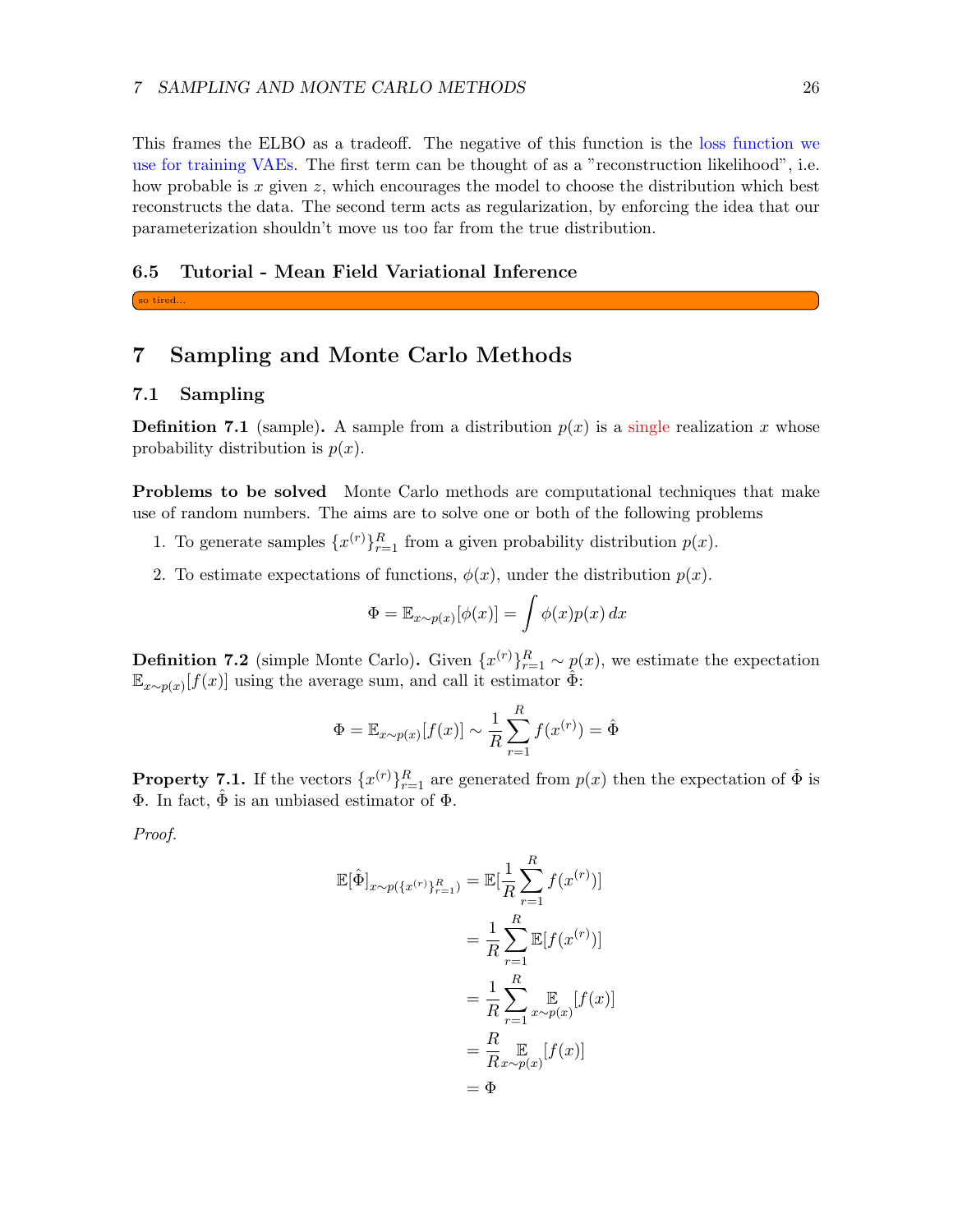This frames the ELBO as a tradeoff. The negative of this function is the loss function we use for training VAEs. The first term can be thought of as a "reconstruction likelihood", i.e. how probable is $x$ given $z$, which encourages the model to choose the distribution which best reconstructs the data. The second term acts as regularization, by enforcing the idea that our parameterization shouldn't move us too far from the true distribution.

### 6.5 Tutorial - Mean Field Variational Inference

so tired...

## 7 Sampling and Monte Carlo Methods

### 7.1 Sampling

**Definition 7.1** (sample)**.** A sample from a distribution $p(x)$ is a single realization $x$ whose probability distribution is $p(x)$.

**Problems to be solved** Monte Carlo methods are computational techniques that make use of random numbers. The aims are to solve one or both of the following problems

1. To generate samples $\{x^{(r)}\}_{r=1}^{R}$ from a given probability distribution $p(x)$.
2. To estimate expectations of functions, $\phi(x)$, under the distribution $p(x)$.

$$\Phi = \mathbb{E}_{x\sim p(x)}[\phi(x)] = \int \phi(x)p(x)\,dx$$

**Definition 7.2** (simple Monte Carlo)**.** Given $\{x^{(r)}\}_{r=1}^{R} \sim p(x)$, we estimate the expectation $\mathbb{E}_{x\sim p(x)}[f(x)]$ using the average sum, and call it estimator $\hat{\Phi}$:

$$\Phi = \mathbb{E}_{x\sim p(x)}[f(x)] \sim \frac{1}{R}\sum_{r=1}^{R} f(x^{(r)}) = \hat{\Phi}$$

**Property 7.1.** If the vectors $\{x^{(r)}\}_{r=1}^{R}$ are generated from $p(x)$ then the expectation of $\hat{\Phi}$ is $\Phi$. In fact, $\hat{\Phi}$ is an unbiased estimator of $\Phi$.

*Proof.*

$$\begin{aligned}
\mathbb{E}[\hat{\Phi}]_{x\sim p(\{x^{(r)}\}_{r=1}^{R})} &= \mathbb{E}[\frac{1}{R}\sum_{r=1}^{R} f(x^{(r)})] \\
&= \frac{1}{R}\sum_{r=1}^{R} \mathbb{E}[f(x^{(r)})] \\
&= \frac{1}{R}\sum_{r=1}^{R} \mathop{\mathbb{E}}_{x\sim p(x)}[f(x)] \\
&= \frac{R}{R}\mathop{\mathbb{E}}_{x\sim p(x)}[f(x)] \\
&= \Phi
\end{aligned}$$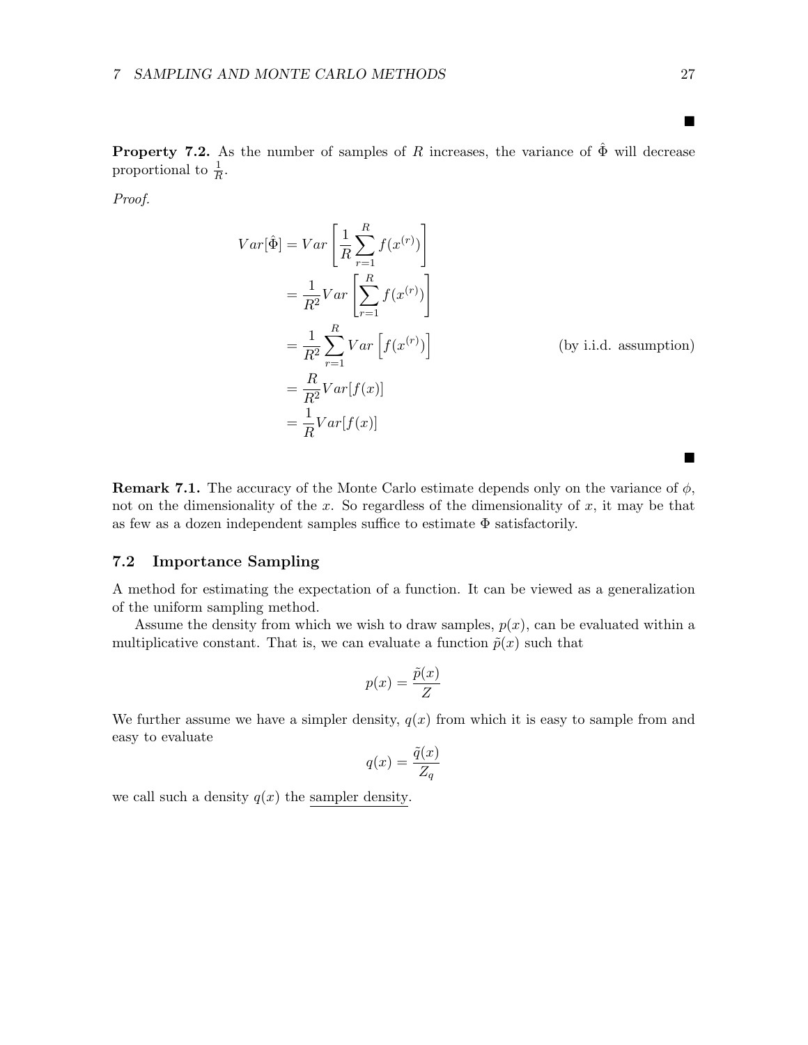■

**Property 7.2.** As the number of samples of $R$ increases, the variance of $\hat{\Phi}$ will decrease proportional to $\frac{1}{R}$.

*Proof.*

$$
\begin{aligned}
Var[\hat{\Phi}] &= Var\left[\frac{1}{R}\sum_{r=1}^{R} f(x^{(r)})\right] \\
&= \frac{1}{R^2} Var\left[\sum_{r=1}^{R} f(x^{(r)})\right] \\
&= \frac{1}{R^2}\sum_{r=1}^{R} Var\left[f(x^{(r)})\right] \qquad \text{(by i.i.d. assumption)} \\
&= \frac{R}{R^2} Var[f(x)] \\
&= \frac{1}{R} Var[f(x)]
\end{aligned}
$$

■

**Remark 7.1.** The accuracy of the Monte Carlo estimate depends only on the variance of $\phi$, not on the dimensionality of the $x$. So regardless of the dimensionality of $x$, it may be that as few as a dozen independent samples suffice to estimate $\Phi$ satisfactorily.

## 7.2 Importance Sampling

A method for estimating the expectation of a function. It can be viewed as a generalization of the uniform sampling method.

Assume the density from which we wish to draw samples, $p(x)$, can be evaluated within a multiplicative constant. That is, we can evaluate a function $\tilde{p}(x)$ such that

$$
p(x) = \frac{\tilde{p}(x)}{Z}
$$

We further assume we have a simpler density, $q(x)$ from which it is easy to sample from and easy to evaluate

$$
q(x) = \frac{\tilde{q}(x)}{Z_q}
$$

we call such a density $q(x)$ the sampler density.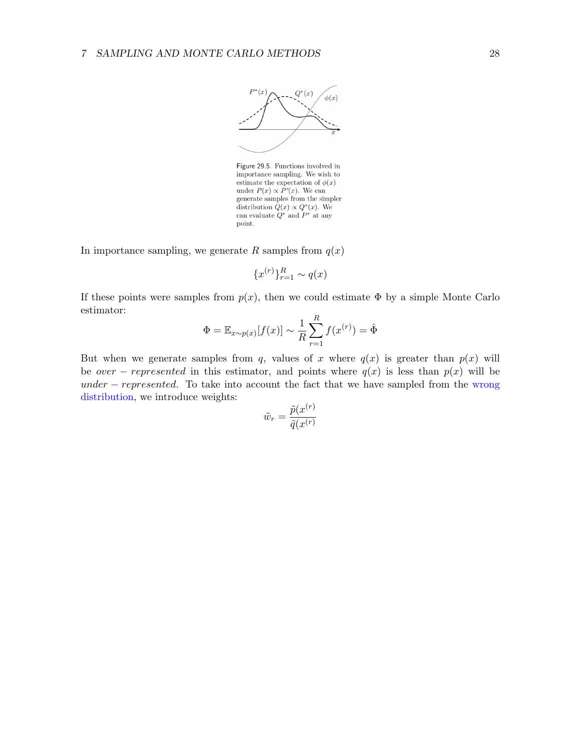$P^*(x)$ $Q^*(x)$ $\phi(x)$

$x$

Figure 29.5. Functions involved in importance sampling. We wish to estimate the expectation of $\phi(x)$ under $P(x) \propto P^*(x)$. We can generate samples from the simpler distribution $Q(x) \propto Q^*(x)$. We can evaluate $Q^*$ and $P^*$ at any point.

In importance sampling, we generate $R$ samples from $q(x)$

$$\{x^{(r)}\}_{r=1}^{R} \sim q(x)$$

If these points were samples from $p(x)$, then we could estimate $\Phi$ by a simple Monte Carlo estimator:

$$\Phi = \mathbb{E}_{x\sim p(x)}[f(x)] \sim \frac{1}{R}\sum_{r=1}^{R} f(x^{(r)}) = \hat{\Phi}$$

But when we generate samples from $q$, values of $x$ where $q(x)$ is greater than $p(x)$ will be $over - represented$ in this estimator, and points where $q(x)$ is less than $p(x)$ will be $under - represented$. To take into account the fact that we have sampled from the wrong distribution, we introduce weights:

$$\tilde{w}_r = \frac{\tilde{p}(x^{(r)}}{\tilde{q}(x^{(r)}}$$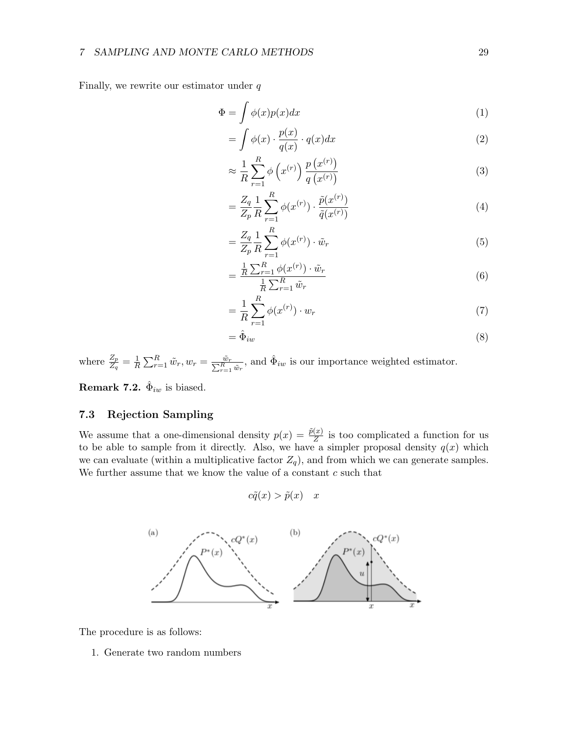Finally, we rewrite our estimator under $q$

$$
\begin{aligned}
\Phi &= \int \phi(x)p(x)dx && (1)\\
&= \int \phi(x) \cdot \frac{p(x)}{q(x)} \cdot q(x)dx && (2)\\
&\approx \frac{1}{R}\sum_{r=1}^{R} \phi\left(x^{(r)}\right) \frac{p\left(x^{(r)}\right)}{q\left(x^{(r)}\right)} && (3)\\
&= \frac{Z_q}{Z_p}\frac{1}{R}\sum_{r=1}^{R} \phi(x^{(r)}) \cdot \frac{\tilde{p}(x^{(r)})}{\tilde{q}(x^{(r)})} && (4)\\
&= \frac{Z_q}{Z_p}\frac{1}{R}\sum_{r=1}^{R} \phi(x^{(r)}) \cdot \tilde{w}_r && (5)\\
&= \frac{\frac{1}{R}\sum_{r=1}^{R} \phi(x^{(r)}) \cdot \tilde{w}_r}{\frac{1}{R}\sum_{r=1}^{R} \tilde{w}_r} && (6)\\
&= \frac{1}{R}\sum_{r=1}^{R} \phi(x^{(r)}) \cdot w_r && (7)\\
&= \hat{\Phi}_{iw} && (8)
\end{aligned}
$$

where $\frac{Z_p}{Z_q} = \frac{1}{R}\sum_{r=1}^{R} \tilde{w}_r$, $w_r = \frac{\tilde{w}_r}{\sum_{r=1}^{R} \tilde{w}_r}$, and $\hat{\Phi}_{iw}$ is our importance weighted estimator.

**Remark 7.2.** $\hat{\Phi}_{iw}$ is biased.

## 7.3 Rejection Sampling

We assume that a one-dimensional density $p(x) = \frac{\tilde{p}(x)}{Z}$ is too complicated a function for us to be able to sample from it directly. Also, we have a simpler proposal density $q(x)$ which we can evaluate (within a multiplicative factor $Z_q$), and from which we can generate samples. We further assume that we know the value of a constant $c$ such that

$$c\tilde{q}(x) > \tilde{p}(x) \quad x$$

(a)

$cQ^*(x)$

$P^*(x)$

$x$

(b)

$cQ^*(x)$

$P^*(x)$

$u$

$x$

$x$

The procedure is as follows:

1. Generate two random numbers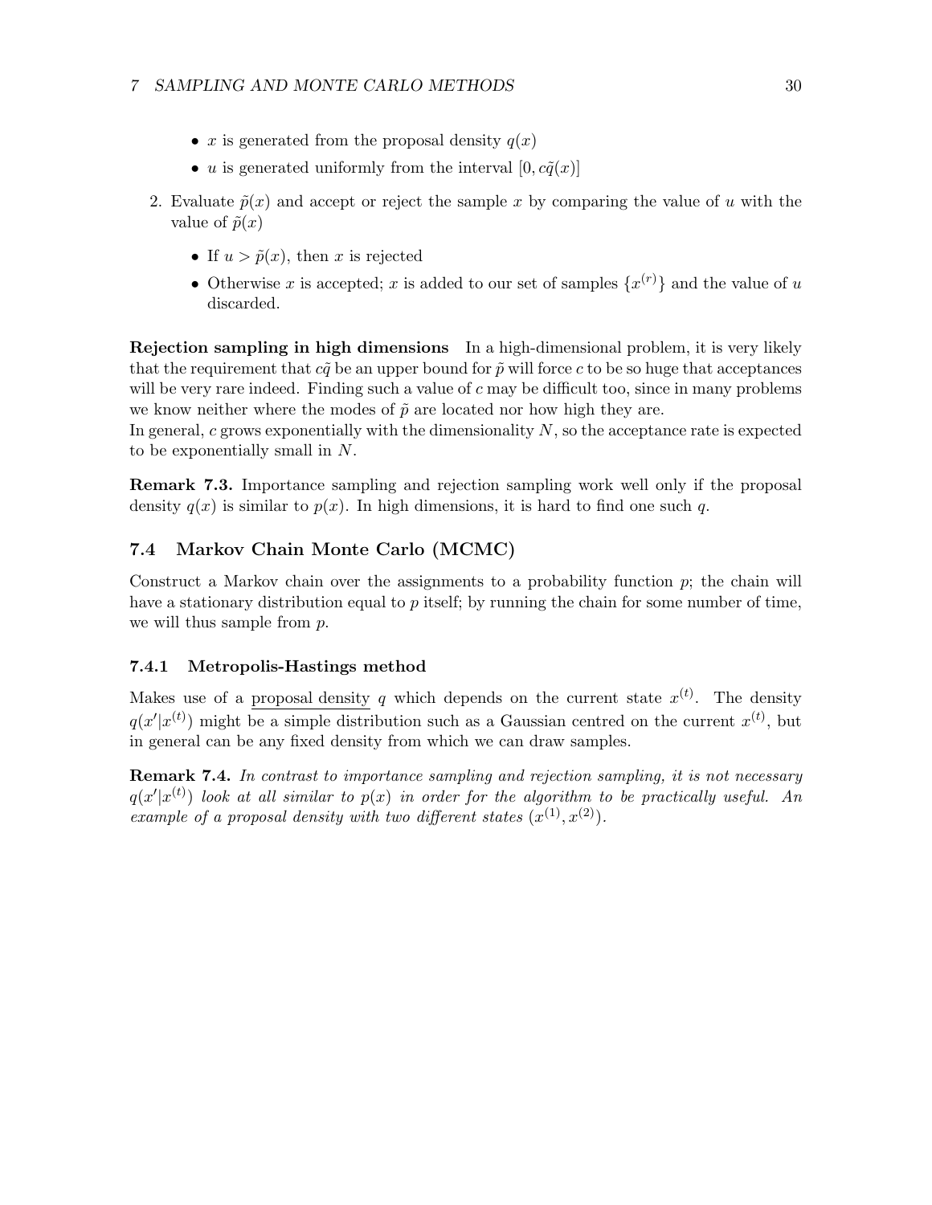- $x$ is generated from the proposal density $q(x)$
- $u$ is generated uniformly from the interval $[0, c\tilde{q}(x)]$

2. Evaluate $\tilde{p}(x)$ and accept or reject the sample $x$ by comparing the value of $u$ with the value of $\tilde{p}(x)$

    - If $u > \tilde{p}(x)$, then $x$ is rejected
    - Otherwise $x$ is accepted; $x$ is added to our set of samples $\{x^{(r)}\}$ and the value of $u$ discarded.

**Rejection sampling in high dimensions** In a high-dimensional problem, it is very likely that the requirement that $c\tilde{q}$ be an upper bound for $\tilde{p}$ will force $c$ to be so huge that acceptances will be very rare indeed. Finding such a value of $c$ may be difficult too, since in many problems we know neither where the modes of $\tilde{p}$ are located nor how high they are.
In general, $c$ grows exponentially with the dimensionality $N$, so the acceptance rate is expected to be exponentially small in $N$.

**Remark 7.3.** Importance sampling and rejection sampling work well only if the proposal density $q(x)$ is similar to $p(x)$. In high dimensions, it is hard to find one such $q$.

## 7.4 Markov Chain Monte Carlo (MCMC)

Construct a Markov chain over the assignments to a probability function $p$; the chain will have a stationary distribution equal to $p$ itself; by running the chain for some number of time, we will thus sample from $p$.

### 7.4.1 Metropolis-Hastings method

Makes use of a proposal density $q$ which depends on the current state $x^{(t)}$. The density $q(x'|x^{(t)})$ might be a simple distribution such as a Gaussian centred on the current $x^{(t)}$, but in general can be any fixed density from which we can draw samples.

**Remark 7.4.** *In contrast to importance sampling and rejection sampling, it is not necessary $q(x'|x^{(t)})$ look at all similar to $p(x)$ in order for the algorithm to be practically useful. An example of a proposal density with two different states $(x^{(1)}, x^{(2)})$.*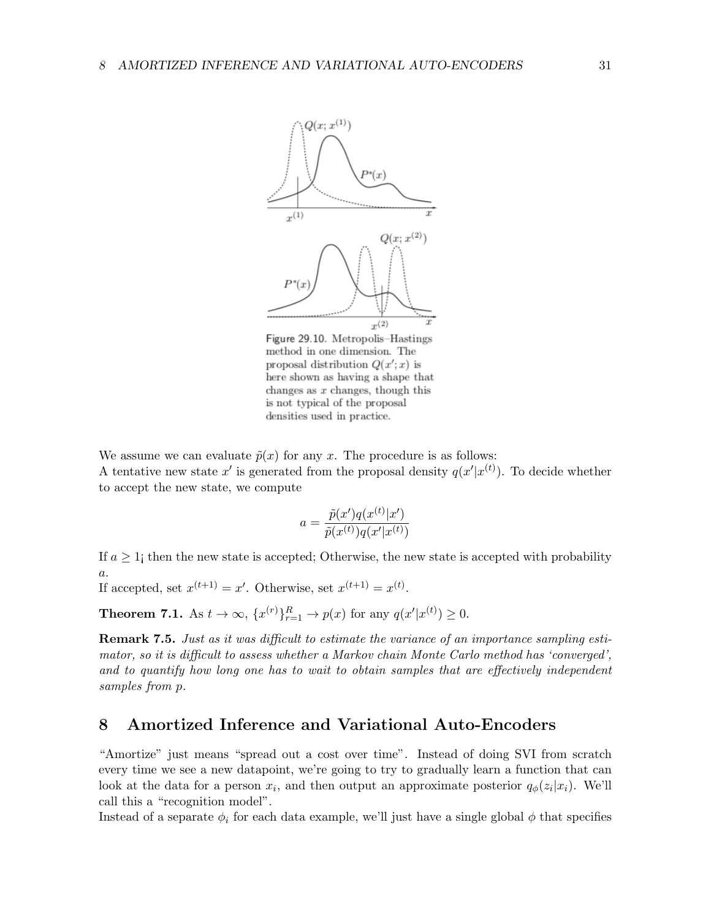$Q(x; x^{(1)})$

$P^*(x)$

$x^{(1)}$

$x$

$Q(x; x^{(2)})$

$P^*(x)$

$x^{(2)}$

$x$

Figure 29.10. Metropolis–Hastings method in one dimension. The proposal distribution $Q(x'; x)$ is here shown as having a shape that changes as $x$ changes, though this is not typical of the proposal densities used in practice.

We assume we can evaluate $\tilde{p}(x)$ for any $x$. The procedure is as follows:
A tentative new state $x'$ is generated from the proposal density $q(x'|x^{(t)})$. To decide whether to accept the new state, we compute

$$a = \frac{\tilde{p}(x')q(x^{(t)}|x')}{\tilde{p}(x^{(t)})q(x'|x^{(t)})}$$

If $a \geq 1$¡ then the new state is accepted; Otherwise, the new state is accepted with probability $a$.
If accepted, set $x^{(t+1)} = x'$. Otherwise, set $x^{(t+1)} = x^{(t)}$.

**Theorem 7.1.** As $t \to \infty$, $\{x^{(r)}\}_{r=1}^{R} \to p(x)$ for any $q(x'|x^{(t)}) \geq 0$.

**Remark 7.5.** *Just as it was difficult to estimate the variance of an importance sampling estimator, so it is difficult to assess whether a Markov chain Monte Carlo method has 'converged', and to quantify how long one has to wait to obtain samples that are effectively independent samples from p.*

## 8 Amortized Inference and Variational Auto-Encoders

"Amortize" just means "spread out a cost over time". Instead of doing SVI from scratch every time we see a new datapoint, we're going to try to gradually learn a function that can look at the data for a person $x_i$, and then output an approximate posterior $q_\phi(z_i|x_i)$. We'll call this a "recognition model".
Instead of a separate $\phi_i$ for each data example, we'll just have a single global $\phi$ that specifies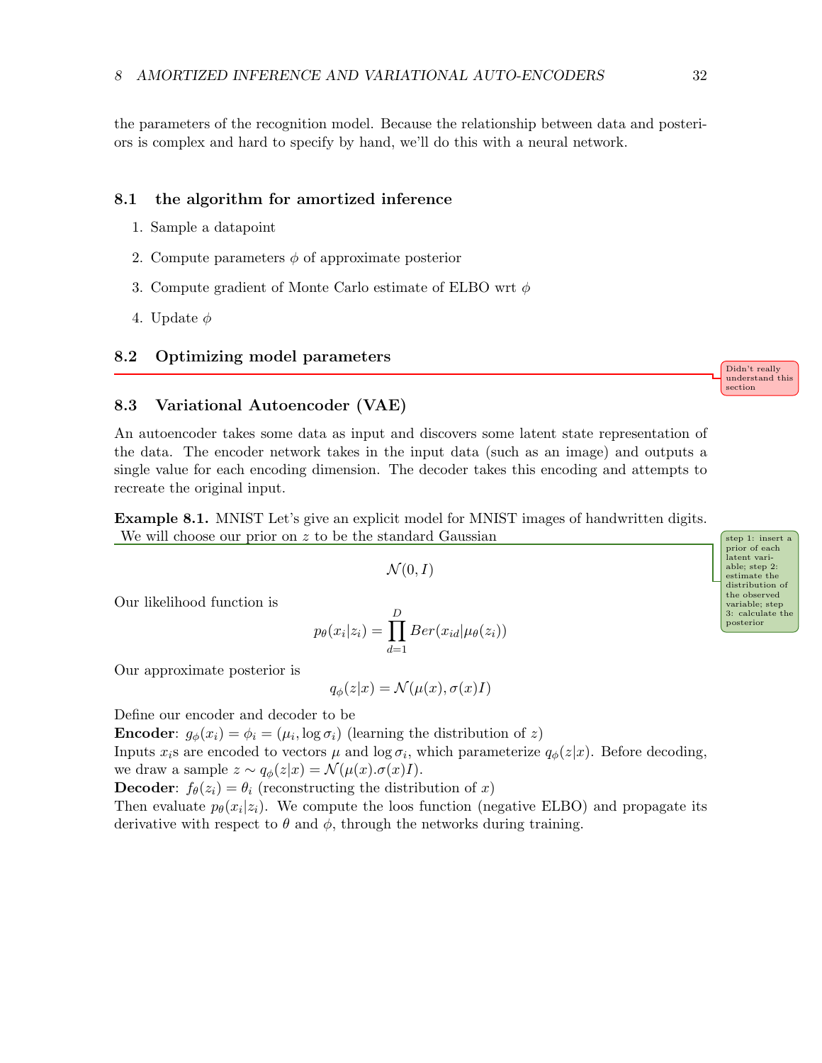the parameters of the recognition model. Because the relationship between data and posteriors is complex and hard to specify by hand, we'll do this with a neural network.

### 8.1 the algorithm for amortized inference

1. Sample a datapoint
2. Compute parameters $\phi$ of approximate posterior
3. Compute gradient of Monte Carlo estimate of ELBO wrt $\phi$
4. Update $\phi$

### 8.2 Optimizing model parameters

Didn't really understand this section

### 8.3 Variational Autoencoder (VAE)

An autoencoder takes some data as input and discovers some latent state representation of the data. The encoder network takes in the input data (such as an image) and outputs a single value for each encoding dimension. The decoder takes this encoding and attempts to recreate the original input.

**Example 8.1.** MNIST Let's give an explicit model for MNIST images of handwritten digits. We will choose our prior on $z$ to be the standard Gaussian

$$\mathcal{N}(0, I)$$

step 1: insert a prior of each latent variable; step 2: estimate the distribution of the observed variable; step 3: calculate the posterior

Our likelihood function is

$$p_\theta(x_i|z_i) = \prod_{d=1}^{D} Ber(x_{id}|\mu_\theta(z_i))$$

Our approximate posterior is

$$q_\phi(z|x) = \mathcal{N}(\mu(x), \sigma(x)I)$$

Define our encoder and decoder to be
**Encoder**: $g_\phi(x_i) = \phi_i = (\mu_i, \log\sigma_i)$ (learning the distribution of $z$)
Inputs $x_i$s are encoded to vectors $\mu$ and $\log\sigma_i$, which parameterize $q_\phi(z|x)$. Before decoding, we draw a sample $z \sim q_\phi(z|x) = \mathcal{N}(\mu(x).\sigma(x)I)$.
**Decoder**: $f_\theta(z_i) = \theta_i$ (reconstructing the distribution of $x$)
Then evaluate $p_\theta(x_i|z_i)$. We compute the loos function (negative ELBO) and propagate its derivative with respect to $\theta$ and $\phi$, through the networks during training.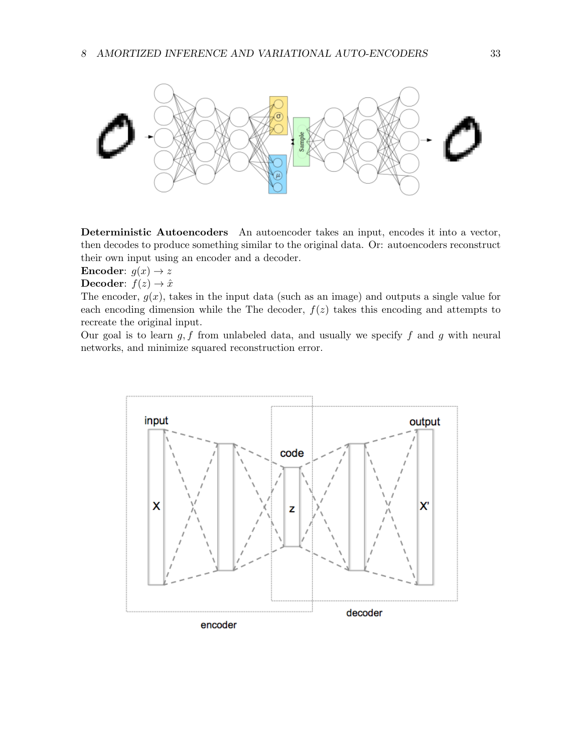**Deterministic Autoencoders** An autoencoder takes an input, encodes it into a vector, then decodes to produce something similar to the original data. Or: autoencoders reconstruct their own input using an encoder and a decoder.

**Encoder**: $g(x) \rightarrow z$

**Decoder**: $f(z) \rightarrow \hat{x}$

The encoder, $g(x)$, takes in the input data (such as an image) and outputs a single value for each encoding dimension while the The decoder, $f(z)$ takes this encoding and attempts to recreate the original input.

Our goal is to learn $g, f$ from unlabeled data, and usually we specify $f$ and $g$ with neural networks, and minimize squared reconstruction error.

input
X
code
z
output
X'
encoder
decoder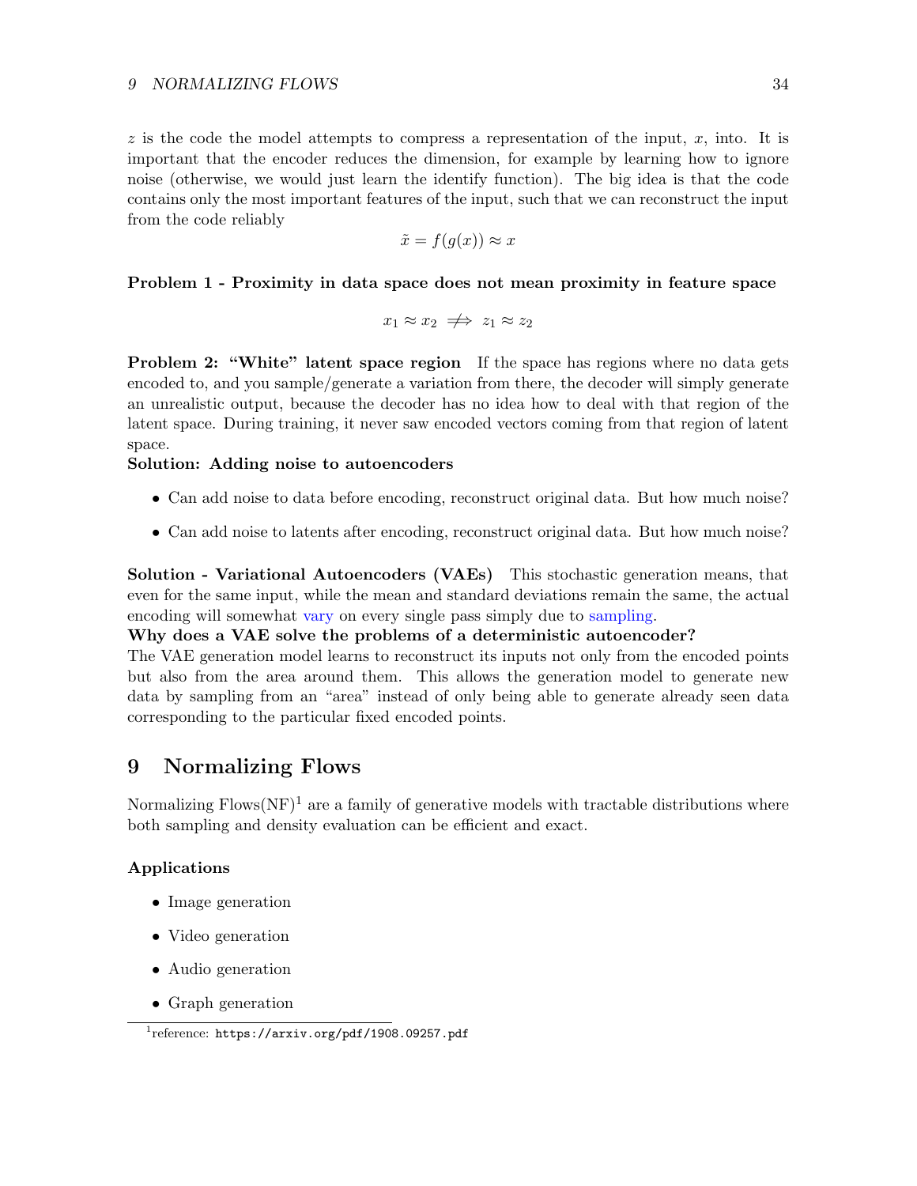$z$ is the code the model attempts to compress a representation of the input, $x$, into. It is important that the encoder reduces the dimension, for example by learning how to ignore noise (otherwise, we would just learn the identify function). The big idea is that the code contains only the most important features of the input, such that we can reconstruct the input from the code reliably

$$\tilde{x} = f(g(x)) \approx x$$

**Problem 1 - Proximity in data space does not mean proximity in feature space**

$$x_1 \approx x_2 \not\Rightarrow z_1 \approx z_2$$

**Problem 2: "White" latent space region** If the space has regions where no data gets encoded to, and you sample/generate a variation from there, the decoder will simply generate an unrealistic output, because the decoder has no idea how to deal with that region of the latent space. During training, it never saw encoded vectors coming from that region of latent space.

**Solution: Adding noise to autoencoders**

- Can add noise to data before encoding, reconstruct original data. But how much noise?
- Can add noise to latents after encoding, reconstruct original data. But how much noise?

**Solution - Variational Autoencoders (VAEs)** This stochastic generation means, that even for the same input, while the mean and standard deviations remain the same, the actual encoding will somewhat vary on every single pass simply due to sampling.

**Why does a VAE solve the problems of a deterministic autoencoder?**

The VAE generation model learns to reconstruct its inputs not only from the encoded points but also from the area around them. This allows the generation model to generate new data by sampling from an "area" instead of only being able to generate already seen data corresponding to the particular fixed encoded points.

# 9 Normalizing Flows

Normalizing Flows(NF)[1] are a family of generative models with tractable distributions where both sampling and density evaluation can be efficient and exact.

### Applications

- Image generation
- Video generation
- Audio generation
- Graph generation

[1] reference: `https://arxiv.org/pdf/1908.09257.pdf`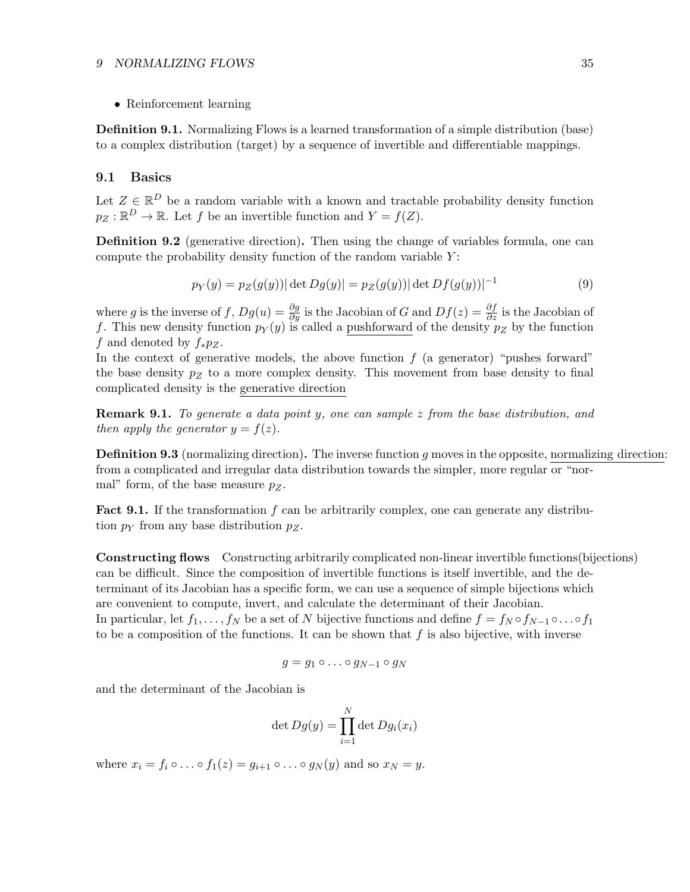- Reinforcement learning

**Definition 9.1.** Normalizing Flows is a learned transformation of a simple distribution (base) to a complex distribution (target) by a sequence of invertible and differentiable mappings.

## 9.1 Basics

Let $Z \in \mathbb{R}^D$ be a random variable with a known and tractable probability density function $p_Z : \mathbb{R}^D \to \mathbb{R}$. Let $f$ be an invertible function and $Y = f(Z)$.

**Definition 9.2** (generative direction)**.** Then using the change of variables formula, one can compute the probability density function of the random variable $Y$:

$$p_Y(y) = p_Z(g(y))|\det Dg(y)| = p_Z(g(y))|\det Df(g(y))|^{-1} \tag{9}$$

where $g$ is the inverse of $f$, $Dg(u) = \frac{\partial g}{\partial y}$ is the Jacobian of $G$ and $Df(z) = \frac{\partial f}{\partial z}$ is the Jacobian of $f$. This new density function $p_Y(y)$ is called a pushforward of the density $p_Z$ by the function $f$ and denoted by $f_* p_Z$.
In the context of generative models, the above function $f$ (a generator) "pushes forward" the base density $p_Z$ to a more complex density. This movement from base density to final complicated density is the generative direction

**Remark 9.1.** *To generate a data point $y$, one can sample $z$ from the base distribution, and then apply the generator $y = f(z)$.*

**Definition 9.3** (normalizing direction)**.** The inverse function $g$ moves in the opposite, normalizing direction: from a complicated and irregular data distribution towards the simpler, more regular or "normal" form, of the base measure $p_Z$.

**Fact 9.1.** If the transformation $f$ can be arbitrarily complex, one can generate any distribution $p_Y$ from any base distribution $p_Z$.

**Constructing flows** Constructing arbitrarily complicated non-linear invertible functions(bijections) can be difficult. Since the composition of invertible functions is itself invertible, and the determinant of its Jacobian has a specific form, we can use a sequence of simple bijections which are convenient to compute, invert, and calculate the determinant of their Jacobian.
In particular, let $f_1, \ldots, f_N$ be a set of $N$ bijective functions and define $f = f_N \circ f_{N-1} \circ \ldots \circ f_1$ to be a composition of the functions. It can be shown that $f$ is also bijective, with inverse

$$g = g_1 \circ \ldots \circ g_{N-1} \circ g_N$$

and the determinant of the Jacobian is

$$\det Dg(y) = \prod_{i=1}^{N} \det Dg_i(x_i)$$

where $x_i = f_i \circ \ldots \circ f_1(z) = g_{i+1} \circ \ldots \circ g_N(y)$ and so $x_N = y$.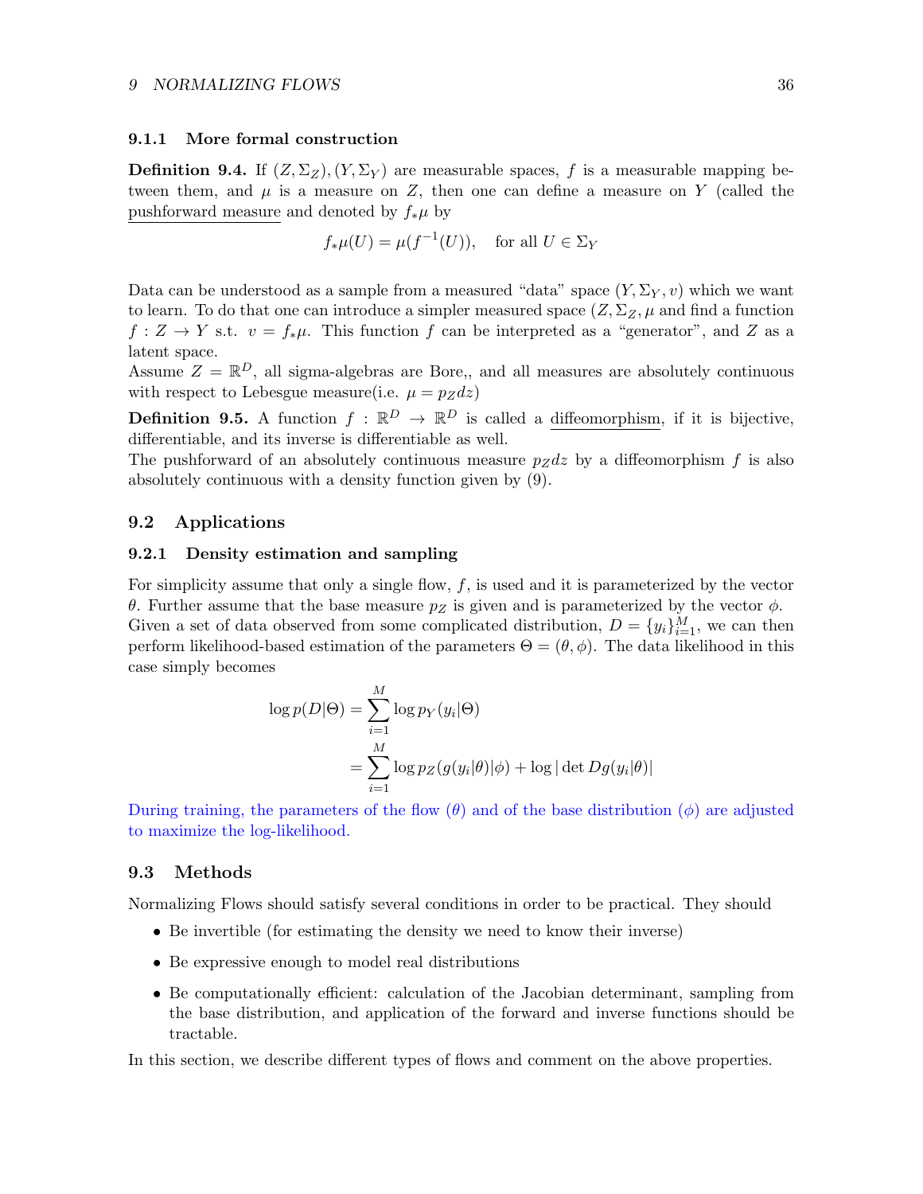### 9.1.1 More formal construction

**Definition 9.4.** If $(Z, \Sigma_Z), (Y, \Sigma_Y)$ are measurable spaces, $f$ is a measurable mapping between them, and $\mu$ is a measure on $Z$, then one can define a measure on $Y$ (called the pushforward measure and denoted by $f_*\mu$ by

$$f_*\mu(U) = \mu(f^{-1}(U)), \quad \text{for all } U \in \Sigma_Y$$

Data can be understood as a sample from a measured "data" space $(Y, \Sigma_Y, v)$ which we want to learn. To do that one can introduce a simpler measured space $(Z, \Sigma_Z, \mu$ and find a function $f : Z \to Y$ s.t. $v = f_*\mu$. This function $f$ can be interpreted as a "generator", and $Z$ as a latent space.
Assume $Z = \mathbb{R}^D$, all sigma-algebras are Bore,, and all measures are absolutely continuous with respect to Lebesgue measure(i.e. $\mu = p_Z dz$)

**Definition 9.5.** A function $f : \mathbb{R}^D \to \mathbb{R}^D$ is called a diffeomorphism, if it is bijective, differentiable, and its inverse is differentiable as well.
The pushforward of an absolutely continuous measure $p_Z dz$ by a diffeomorphism $f$ is also absolutely continuous with a density function given by (9).

## 9.2 Applications

### 9.2.1 Density estimation and sampling

For simplicity assume that only a single flow, $f$, is used and it is parameterized by the vector $\theta$. Further assume that the base measure $p_Z$ is given and is parameterized by the vector $\phi$.
Given a set of data observed from some complicated distribution, $D = \{y_i\}_{i=1}^M$, we can then perform likelihood-based estimation of the parameters $\Theta = (\theta, \phi)$. The data likelihood in this case simply becomes

$$\begin{aligned}\log p(D|\Theta) &= \sum_{i=1}^{M} \log p_Y(y_i|\Theta) \\ &= \sum_{i=1}^{M} \log p_Z(g(y_i|\theta)|\phi) + \log|\det Dg(y_i|\theta)|\end{aligned}$$

During training, the parameters of the flow $(\theta)$ and of the base distribution $(\phi)$ are adjusted to maximize the log-likelihood.

## 9.3 Methods

Normalizing Flows should satisfy several conditions in order to be practical. They should

- Be invertible (for estimating the density we need to know their inverse)
- Be expressive enough to model real distributions
- Be computationally efficient: calculation of the Jacobian determinant, sampling from the base distribution, and application of the forward and inverse functions should be tractable.

In this section, we describe different types of flows and comment on the above properties.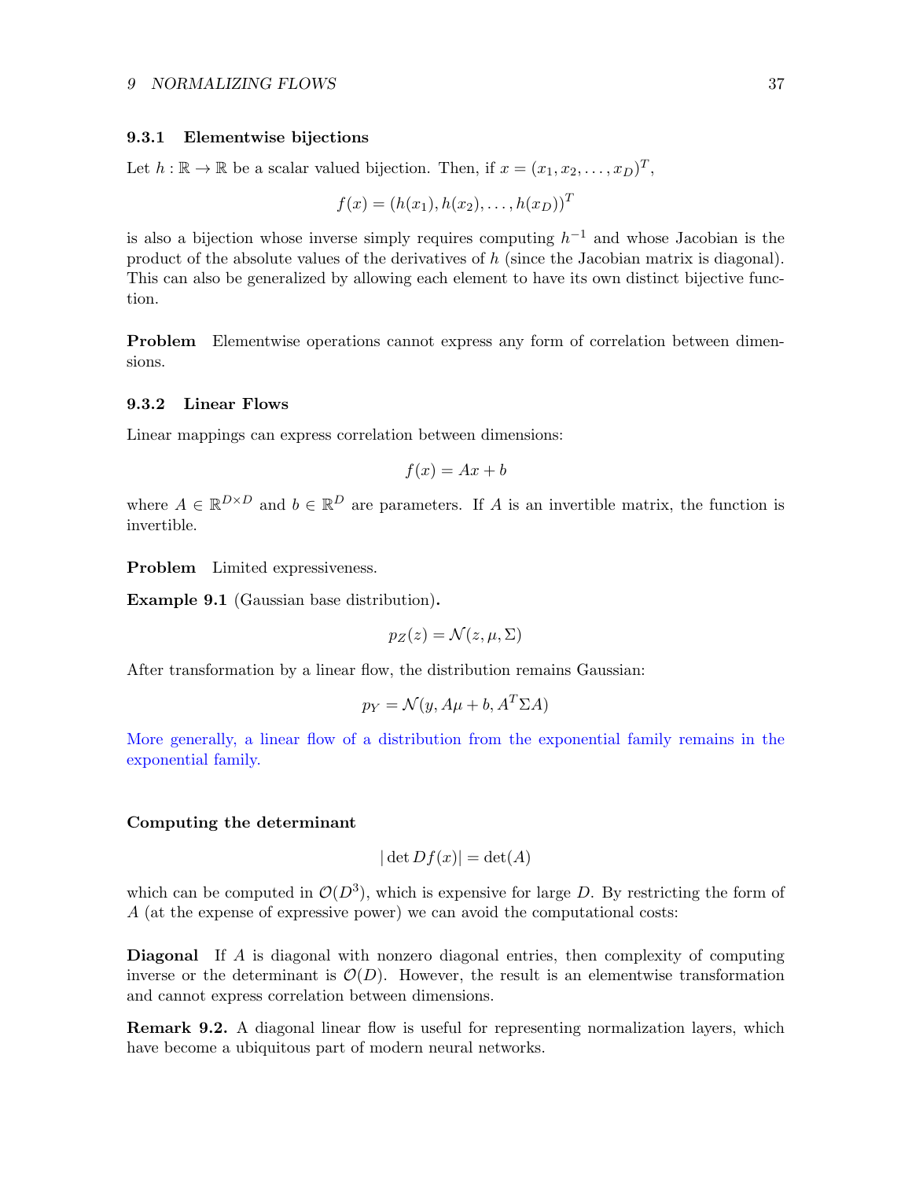### 9.3.1 Elementwise bijections

Let $h : \mathbb{R} \to \mathbb{R}$ be a scalar valued bijection. Then, if $x = (x_1, x_2, \ldots, x_D)^T$,

$$f(x) = (h(x_1), h(x_2), \ldots, h(x_D))^T$$

is also a bijection whose inverse simply requires computing $h^{-1}$ and whose Jacobian is the product of the absolute values of the derivatives of $h$ (since the Jacobian matrix is diagonal). This can also be generalized by allowing each element to have its own distinct bijective function.

**Problem** Elementwise operations cannot express any form of correlation between dimensions.

### 9.3.2 Linear Flows

Linear mappings can express correlation between dimensions:

$$f(x) = Ax + b$$

where $A \in \mathbb{R}^{D \times D}$ and $b \in \mathbb{R}^D$ are parameters. If $A$ is an invertible matrix, the function is invertible.

**Problem** Limited expressiveness.

**Example 9.1** (Gaussian base distribution)**.**

$$p_Z(z) = \mathcal{N}(z, \mu, \Sigma)$$

After transformation by a linear flow, the distribution remains Gaussian:

$$p_Y = \mathcal{N}(y, A\mu + b, A^T \Sigma A)$$

More generally, a linear flow of a distribution from the exponential family remains in the exponential family.

**Computing the determinant**

$$|\det Df(x)| = \det(A)$$

which can be computed in $\mathcal{O}(D^3)$, which is expensive for large $D$. By restricting the form of $A$ (at the expense of expressive power) we can avoid the computational costs:

**Diagonal** If $A$ is diagonal with nonzero diagonal entries, then complexity of computing inverse or the determinant is $\mathcal{O}(D)$. However, the result is an elementwise transformation and cannot express correlation between dimensions.

**Remark 9.2.** A diagonal linear flow is useful for representing normalization layers, which have become a ubiquitous part of modern neural networks.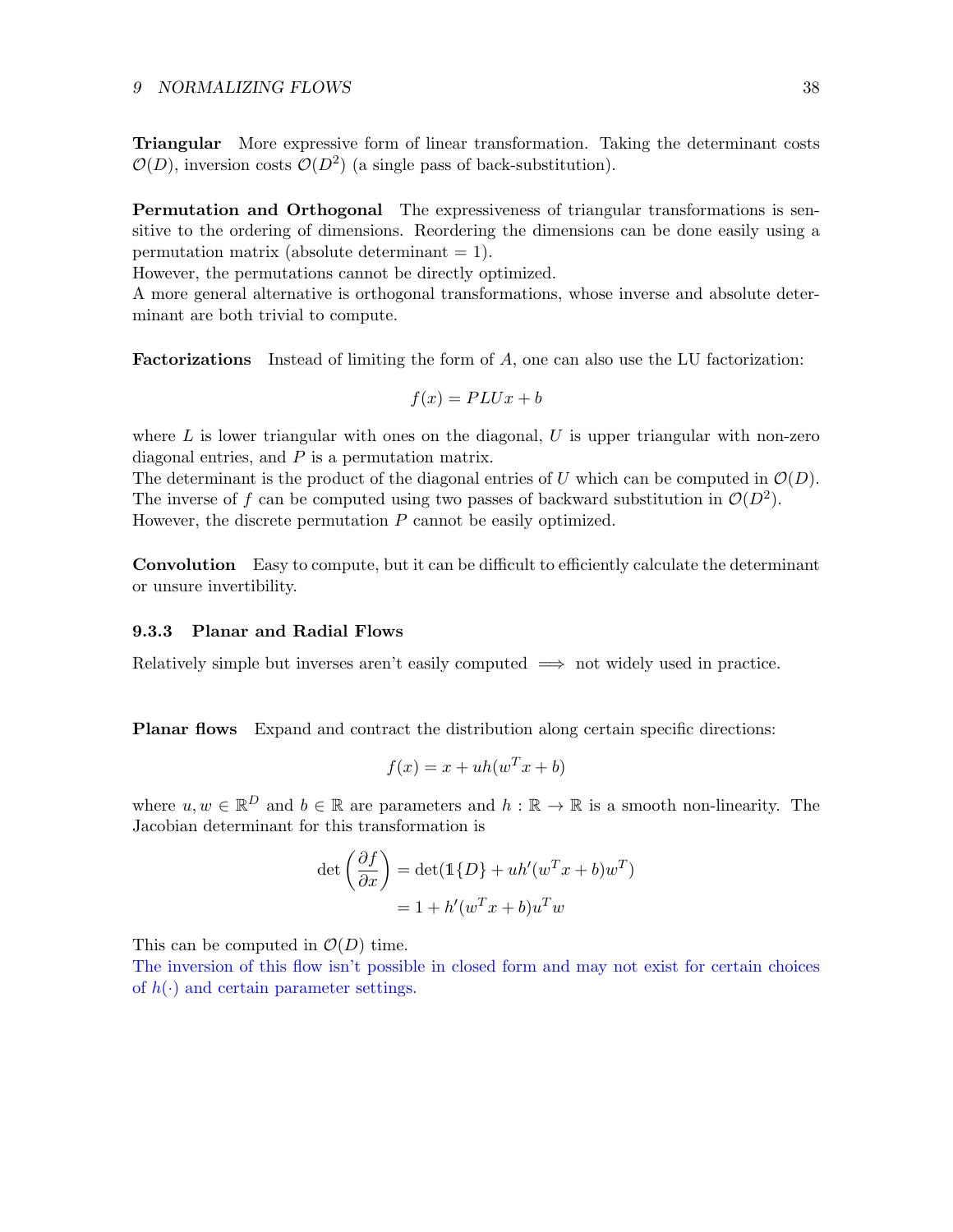**Triangular** More expressive form of linear transformation. Taking the determinant costs $\mathcal{O}(D)$, inversion costs $\mathcal{O}(D^2)$ (a single pass of back-substitution).

**Permutation and Orthogonal** The expressiveness of triangular transformations is sensitive to the ordering of dimensions. Reordering the dimensions can be done easily using a permutation matrix (absolute determinant = 1).
However, the permutations cannot be directly optimized.
A more general alternative is orthogonal transformations, whose inverse and absolute determinant are both trivial to compute.

**Factorizations** Instead of limiting the form of $A$, one can also use the LU factorization:

$$f(x) = PLUx + b$$

where $L$ is lower triangular with ones on the diagonal, $U$ is upper triangular with non-zero diagonal entries, and $P$ is a permutation matrix.
The determinant is the product of the diagonal entries of $U$ which can be computed in $\mathcal{O}(D)$.
The inverse of $f$ can be computed using two passes of backward substitution in $\mathcal{O}(D^2)$.
However, the discrete permutation $P$ cannot be easily optimized.

**Convolution** Easy to compute, but it can be difficult to efficiently calculate the determinant or unsure invertibility.

### 9.3.3 Planar and Radial Flows

Relatively simple but inverses aren't easily computed $\implies$ not widely used in practice.

**Planar flows** Expand and contract the distribution along certain specific directions:

$$f(x) = x + uh(w^T x + b)$$

where $u, w \in \mathbb{R}^D$ and $b \in \mathbb{R}$ are parameters and $h : \mathbb{R} \to \mathbb{R}$ is a smooth non-linearity. The Jacobian determinant for this transformation is

$$\begin{aligned}\det\left(\frac{\partial f}{\partial x}\right) &= \det(\mathbb{1}\{D\} + uh'(w^T x + b)w^T) \\ &= 1 + h'(w^T x + b)u^T w\end{aligned}$$

This can be computed in $\mathcal{O}(D)$ time.
The inversion of this flow isn't possible in closed form and may not exist for certain choices of $h(\cdot)$ and certain parameter settings.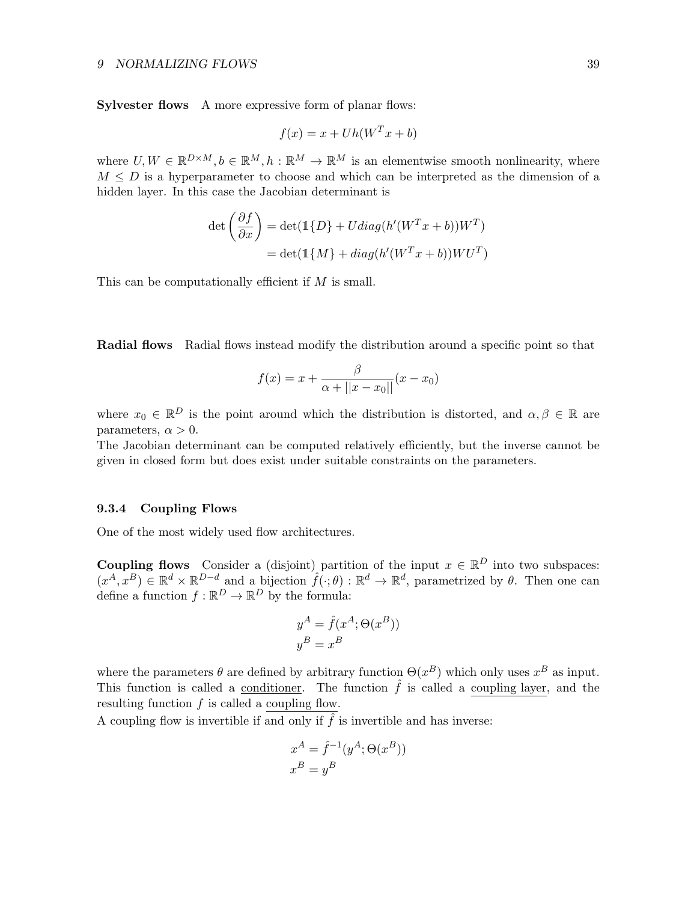**Sylvester flows** A more expressive form of planar flows:

$$f(x) = x + Uh(W^T x + b)$$

where $U, W \in \mathbb{R}^{D \times M}, b \in \mathbb{R}^M, h : \mathbb{R}^M \to \mathbb{R}^M$ is an elementwise smooth nonlinearity, where $M \leq D$ is a hyperparameter to choose and which can be interpreted as the dimension of a hidden layer. In this case the Jacobian determinant is

$$\begin{aligned}
\det\left(\frac{\partial f}{\partial x}\right) &= \det(\mathbb{1}\{D\} + U diag(h'(W^T x + b))W^T) \\
&= \det(\mathbb{1}\{M\} + diag(h'(W^T x + b))WU^T)
\end{aligned}$$

This can be computationally efficient if $M$ is small.

**Radial flows** Radial flows instead modify the distribution around a specific point so that

$$f(x) = x + \frac{\beta}{\alpha + ||x - x_0||}(x - x_0)$$

where $x_0 \in \mathbb{R}^D$ is the point around which the distribution is distorted, and $\alpha, \beta \in \mathbb{R}$ are parameters, $\alpha > 0$.
The Jacobian determinant can be computed relatively efficiently, but the inverse cannot be given in closed form but does exist under suitable constraints on the parameters.

### 9.3.4 Coupling Flows

One of the most widely used flow architectures.

**Coupling flows** Consider a (disjoint) partition of the input $x \in \mathbb{R}^D$ into two subspaces: $(x^A, x^B) \in \mathbb{R}^d \times \mathbb{R}^{D-d}$ and a bijection $\hat{f}(\cdot; \theta) : \mathbb{R}^d \to \mathbb{R}^d$, parametrized by $\theta$. Then one can define a function $f : \mathbb{R}^D \to \mathbb{R}^D$ by the formula:

$$\begin{aligned}
y^A &= \hat{f}(x^A; \Theta(x^B)) \\
y^B &= x^B
\end{aligned}$$

where the parameters $\theta$ are defined by arbitrary function $\Theta(x^B)$ which only uses $x^B$ as input. This function is called a conditioner. The function $\hat{f}$ is called a coupling layer, and the resulting function $f$ is called a coupling flow.
A coupling flow is invertible if and only if $\hat{f}$ is invertible and has inverse:

$$\begin{aligned}
x^A &= \hat{f}^{-1}(y^A; \Theta(x^B)) \\
x^B &= y^B
\end{aligned}$$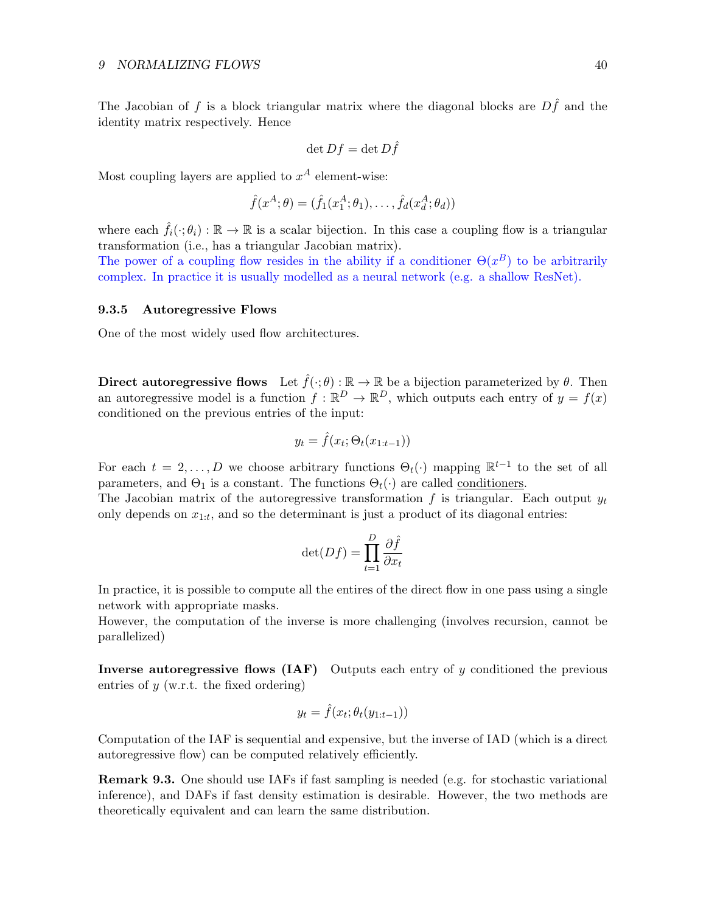The Jacobian of $f$ is a block triangular matrix where the diagonal blocks are $D\hat{f}$ and the identity matrix respectively. Hence

$$\det Df = \det D\hat{f}$$

Most coupling layers are applied to $x^A$ element-wise:

$$\hat{f}(x^A; \theta) = (\hat{f}_1(x_1^A; \theta_1), \ldots, \hat{f}_d(x_d^A; \theta_d))$$

where each $\hat{f}_i(\cdot; \theta_i) : \mathbb{R} \to \mathbb{R}$ is a scalar bijection. In this case a coupling flow is a triangular transformation (i.e., has a triangular Jacobian matrix).
The power of a coupling flow resides in the ability if a conditioner $\Theta(x^B)$ to be arbitrarily complex. In practice it is usually modelled as a neural network (e.g. a shallow ResNet).

### 9.3.5 Autoregressive Flows

One of the most widely used flow architectures.

**Direct autoregressive flows** Let $\hat{f}(\cdot; \theta) : \mathbb{R} \to \mathbb{R}$ be a bijection parameterized by $\theta$. Then an autoregressive model is a function $f : \mathbb{R}^D \to \mathbb{R}^D$, which outputs each entry of $y = f(x)$ conditioned on the previous entries of the input:

$$y_t = \hat{f}(x_t; \Theta_t(x_{1:t-1}))$$

For each $t = 2, \ldots, D$ we choose arbitrary functions $\Theta_t(\cdot)$ mapping $\mathbb{R}^{t-1}$ to the set of all parameters, and $\Theta_1$ is a constant. The functions $\Theta_t(\cdot)$ are called conditioners.
The Jacobian matrix of the autoregressive transformation $f$ is triangular. Each output $y_t$ only depends on $x_{1:t}$, and so the determinant is just a product of its diagonal entries:

$$\det(Df) = \prod_{t=1}^{D} \frac{\partial \hat{f}}{\partial x_t}$$

In practice, it is possible to compute all the entires of the direct flow in one pass using a single network with appropriate masks.
However, the computation of the inverse is more challenging (involves recursion, cannot be parallelized)

**Inverse autoregressive flows (IAF)** Outputs each entry of $y$ conditioned the previous entries of $y$ (w.r.t. the fixed ordering)

$$y_t = \hat{f}(x_t; \theta_t(y_{1:t-1}))$$

Computation of the IAF is sequential and expensive, but the inverse of IAD (which is a direct autoregressive flow) can be computed relatively efficiently.

**Remark 9.3.** One should use IAFs if fast sampling is needed (e.g. for stochastic variational inference), and DAFs if fast density estimation is desirable. However, the two methods are theoretically equivalent and can learn the same distribution.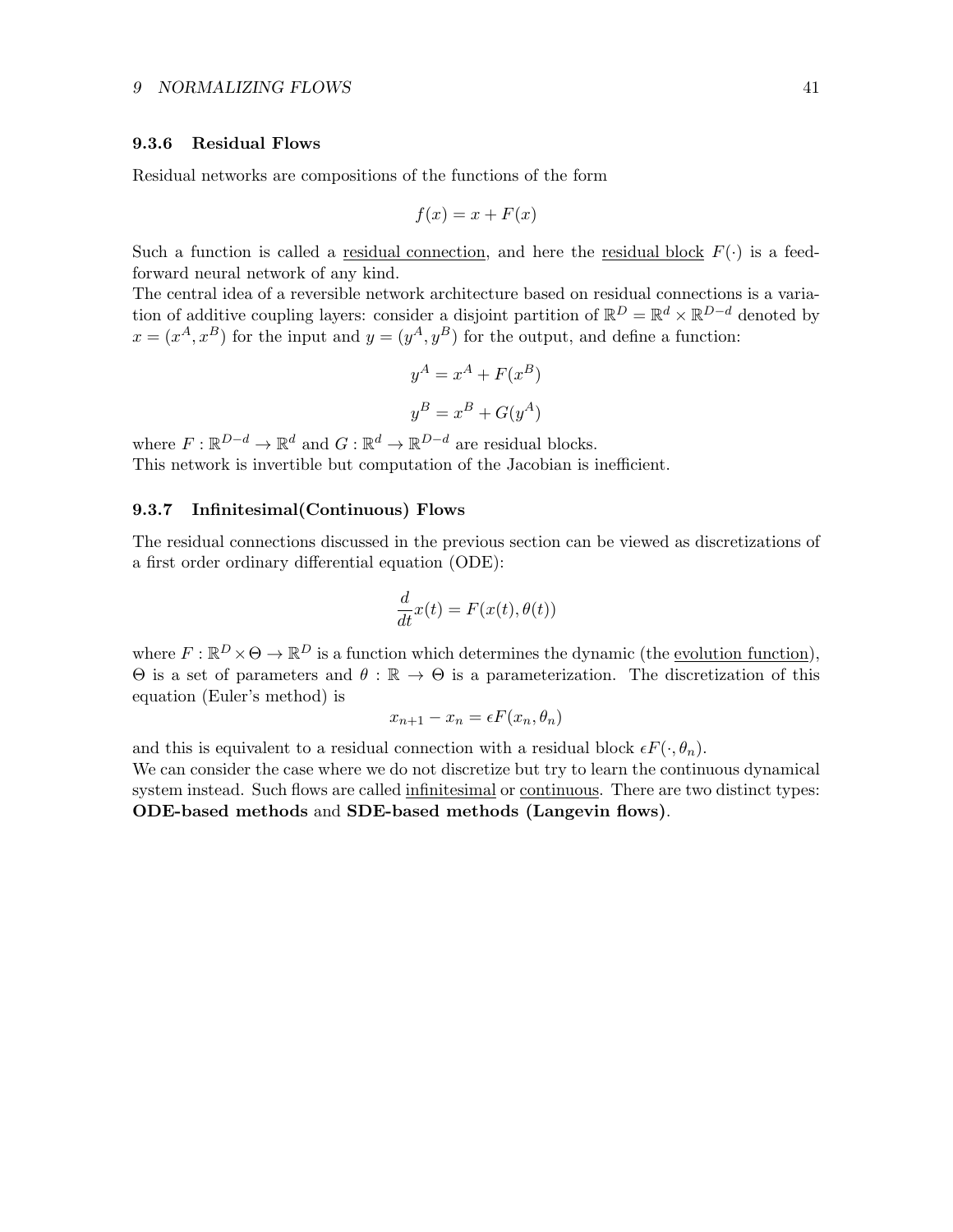### 9.3.6 Residual Flows

Residual networks are compositions of the functions of the form

$$f(x) = x + F(x)$$

Such a function is called a residual connection, and here the residual block $F(\cdot)$ is a feed-forward neural network of any kind.
The central idea of a reversible network architecture based on residual connections is a variation of additive coupling layers: consider a disjoint partition of $\mathbb{R}^D = \mathbb{R}^d \times \mathbb{R}^{D-d}$ denoted by $x = (x^A, x^B)$ for the input and $y = (y^A, y^B)$ for the output, and define a function:

$$y^A = x^A + F(x^B)$$

$$y^B = x^B + G(y^A)$$

where $F : \mathbb{R}^{D-d} \to \mathbb{R}^d$ and $G : \mathbb{R}^d \to \mathbb{R}^{D-d}$ are residual blocks.
This network is invertible but computation of the Jacobian is inefficient.

### 9.3.7 Infinitesimal(Continuous) Flows

The residual connections discussed in the previous section can be viewed as discretizations of a first order ordinary differential equation (ODE):

$$\frac{d}{dt}x(t) = F(x(t), \theta(t))$$

where $F : \mathbb{R}^D \times \Theta \to \mathbb{R}^D$ is a function which determines the dynamic (the evolution function), $\Theta$ is a set of parameters and $\theta : \mathbb{R} \to \Theta$ is a parameterization. The discretization of this equation (Euler's method) is

$$x_{n+1} - x_n = \epsilon F(x_n, \theta_n)$$

and this is equivalent to a residual connection with a residual block $\epsilon F(\cdot, \theta_n)$.
We can consider the case where we do not discretize but try to learn the continuous dynamical system instead. Such flows are called infinitesimal or continuous. There are two distinct types: **ODE-based methods** and **SDE-based methods (Langevin flows)**.